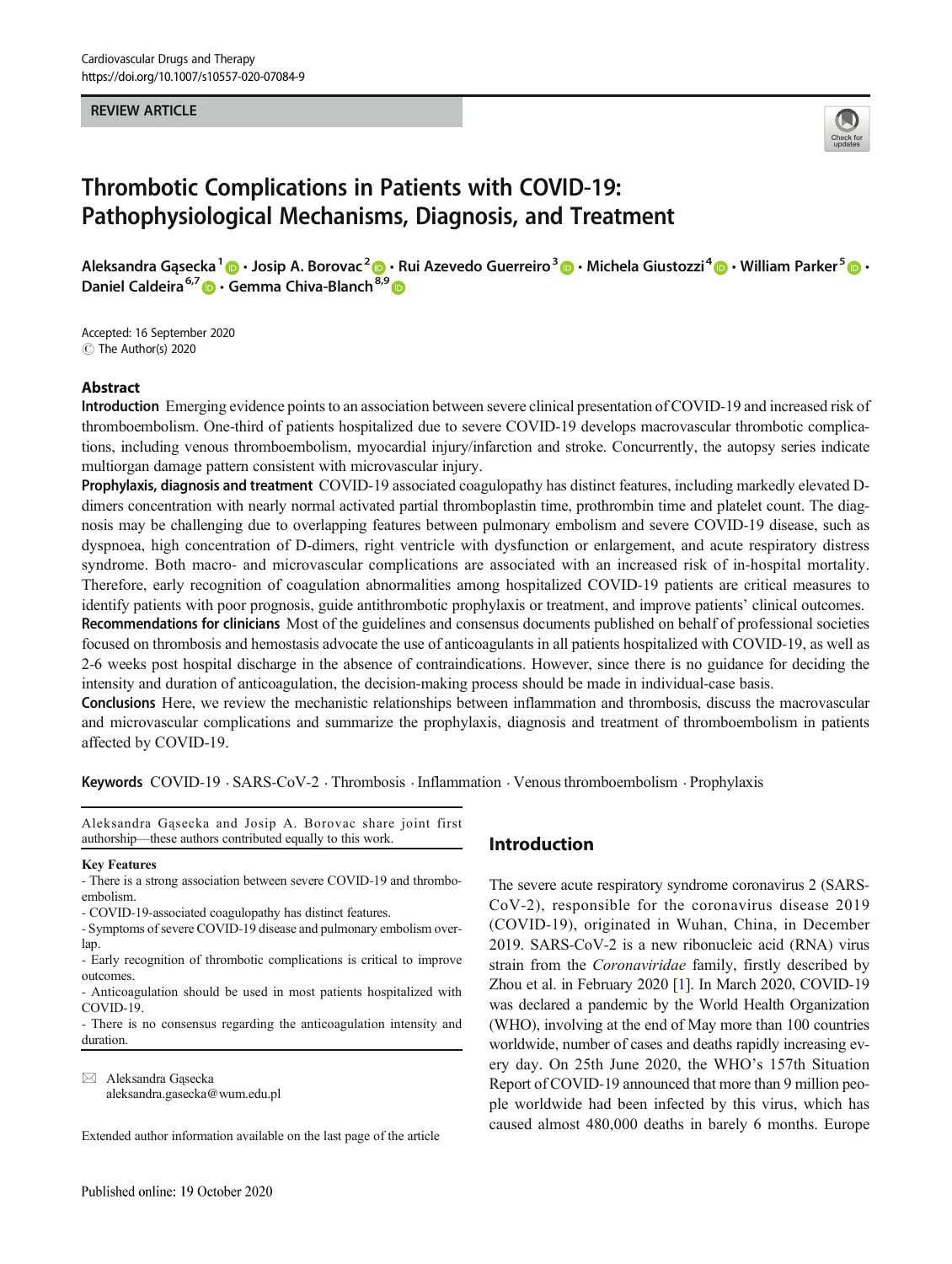REVIEW ARTICLE

# Thrombotic Complications in Patients with COVID-19: Pathophysiological Mechanisms, Diagnosis, and Treatment

Aleksandra Gąsecka[1] · Josip A. Borovac[2] · Rui Azevedo Guerreiro[3] · Michela Giustozzi[4] · William Parker[5] · Daniel Caldeira[6,7] · Gemma Chiva-Blanch[8,9]

Accepted: 16 September 2020
© The Author(s) 2020

## Abstract

**Introduction** Emerging evidence points to an association between severe clinical presentation of COVID-19 and increased risk of thromboembolism. One-third of patients hospitalized due to severe COVID-19 develops macrovascular thrombotic complications, including venous thromboembolism, myocardial injury/infarction and stroke. Concurrently, the autopsy series indicate multiorgan damage pattern consistent with microvascular injury.

**Prophylaxis, diagnosis and treatment** COVID-19 associated coagulopathy has distinct features, including markedly elevated D-dimers concentration with nearly normal activated partial thromboplastin time, prothrombin time and platelet count. The diagnosis may be challenging due to overlapping features between pulmonary embolism and severe COVID-19 disease, such as dyspnoea, high concentration of D-dimers, right ventricle with dysfunction or enlargement, and acute respiratory distress syndrome. Both macro- and microvascular complications are associated with an increased risk of in-hospital mortality. Therefore, early recognition of coagulation abnormalities among hospitalized COVID-19 patients are critical measures to identify patients with poor prognosis, guide antithrombotic prophylaxis or treatment, and improve patients' clinical outcomes.

**Recommendations for clinicians** Most of the guidelines and consensus documents published on behalf of professional societies focused on thrombosis and hemostasis advocate the use of anticoagulants in all patients hospitalized with COVID-19, as well as 2-6 weeks post hospital discharge in the absence of contraindications. However, since there is no guidance for deciding the intensity and duration of anticoagulation, the decision-making process should be made in individual-case basis.

**Conclusions** Here, we review the mechanistic relationships between inflammation and thrombosis, discuss the macrovascular and microvascular complications and summarize the prophylaxis, diagnosis and treatment of thromboembolism in patients affected by COVID-19.

**Keywords** COVID-19 · SARS-CoV-2 · Thrombosis · Inflammation · Venous thromboembolism · Prophylaxis

Aleksandra Gąsecka and Josip A. Borovac share joint first authorship—these authors contributed equally to this work.

**Key Features**

- There is a strong association between severe COVID-19 and thromboembolism.
- COVID-19-associated coagulopathy has distinct features.
- Symptoms of severe COVID-19 disease and pulmonary embolism overlap.
- Early recognition of thrombotic complications is critical to improve outcomes.
- Anticoagulation should be used in most patients hospitalized with COVID-19.
- There is no consensus regarding the anticoagulation intensity and duration.

✉ Aleksandra Gąsecka
aleksandra.gasecka@wum.edu.pl

Extended author information available on the last page of the article

## Introduction

The severe acute respiratory syndrome coronavirus 2 (SARS-CoV-2), responsible for the coronavirus disease 2019 (COVID-19), originated in Wuhan, China, in December 2019. SARS-CoV-2 is a new ribonucleic acid (RNA) virus strain from the *Coronaviridae* family, firstly described by Zhou et al. in February 2020 [1]. In March 2020, COVID-19 was declared a pandemic by the World Health Organization (WHO), involving at the end of May more than 100 countries worldwide, number of cases and deaths rapidly increasing every day. On 25th June 2020, the WHO's 157th Situation Report of COVID-19 announced that more than 9 million people worldwide had been infected by this virus, which has caused almost 480,000 deaths in barely 6 months. Europe

Published online: 19 October 2020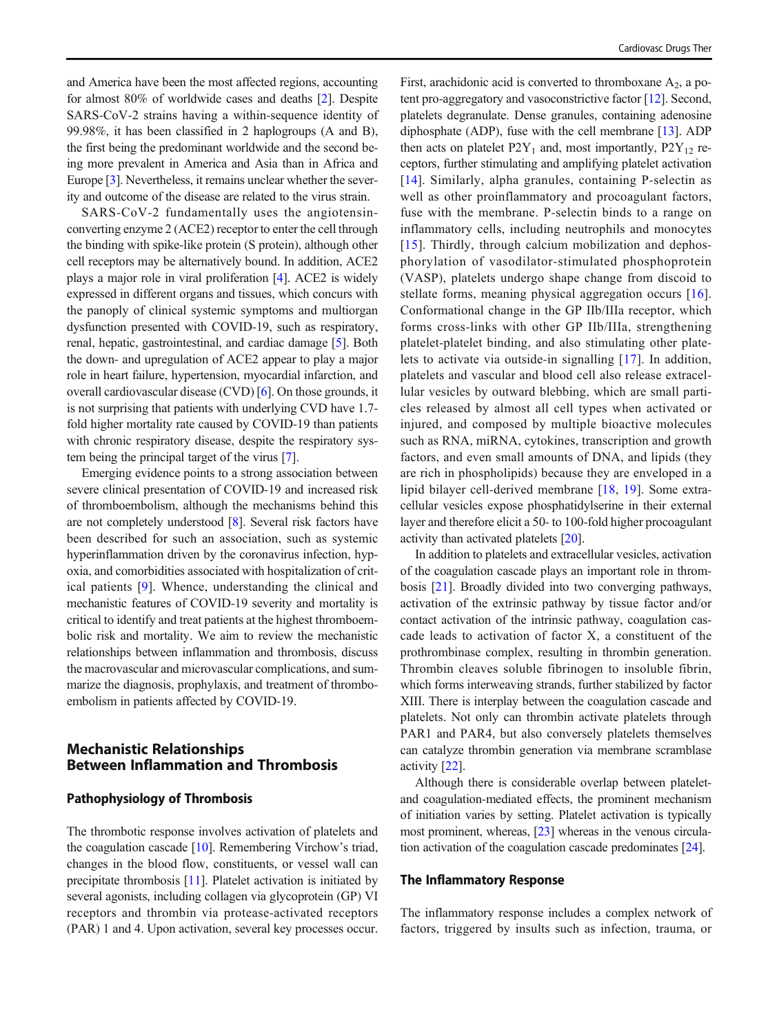and America have been the most affected regions, accounting for almost 80% of worldwide cases and deaths [2]. Despite SARS-CoV-2 strains having a within-sequence identity of 99.98%, it has been classified in 2 haplogroups (A and B), the first being the predominant worldwide and the second being more prevalent in America and Asia than in Africa and Europe [3]. Nevertheless, it remains unclear whether the severity and outcome of the disease are related to the virus strain.

SARS-CoV-2 fundamentally uses the angiotensin-converting enzyme 2 (ACE2) receptor to enter the cell through the binding with spike-like protein (S protein), although other cell receptors may be alternatively bound. In addition, ACE2 plays a major role in viral proliferation [4]. ACE2 is widely expressed in different organs and tissues, which concurs with the panoply of clinical systemic symptoms and multiorgan dysfunction presented with COVID-19, such as respiratory, renal, hepatic, gastrointestinal, and cardiac damage [5]. Both the down- and upregulation of ACE2 appear to play a major role in heart failure, hypertension, myocardial infarction, and overall cardiovascular disease (CVD) [6]. On those grounds, it is not surprising that patients with underlying CVD have 1.7-fold higher mortality rate caused by COVID-19 than patients with chronic respiratory disease, despite the respiratory system being the principal target of the virus [7].

Emerging evidence points to a strong association between severe clinical presentation of COVID-19 and increased risk of thromboembolism, although the mechanisms behind this are not completely understood [8]. Several risk factors have been described for such an association, such as systemic hyperinflammation driven by the coronavirus infection, hypoxia, and comorbidities associated with hospitalization of critical patients [9]. Whence, understanding the clinical and mechanistic features of COVID-19 severity and mortality is critical to identify and treat patients at the highest thromboembolic risk and mortality. We aim to review the mechanistic relationships between inflammation and thrombosis, discuss the macrovascular and microvascular complications, and summarize the diagnosis, prophylaxis, and treatment of thromboembolism in patients affected by COVID-19.

## Mechanistic Relationships Between Inflammation and Thrombosis

### Pathophysiology of Thrombosis

The thrombotic response involves activation of platelets and the coagulation cascade [10]. Remembering Virchow's triad, changes in the blood flow, constituents, or vessel wall can precipitate thrombosis [11]. Platelet activation is initiated by several agonists, including collagen via glycoprotein (GP) VI receptors and thrombin via protease-activated receptors (PAR) 1 and 4. Upon activation, several key processes occur. First, arachidonic acid is converted to thromboxane $A_2$, a potent pro-aggregatory and vasoconstrictive factor [12]. Second, platelets degranulate. Dense granules, containing adenosine diphosphate (ADP), fuse with the cell membrane [13]. ADP then acts on platelet $P2Y_1$ and, most importantly, $P2Y_{12}$ receptors, further stimulating and amplifying platelet activation [14]. Similarly, alpha granules, containing P-selectin as well as other proinflammatory and procoagulant factors, fuse with the membrane. P-selectin binds to a range on inflammatory cells, including neutrophils and monocytes [15]. Thirdly, through calcium mobilization and dephosphorylation of vasodilator-stimulated phosphoprotein (VASP), platelets undergo shape change from discoid to stellate forms, meaning physical aggregation occurs [16]. Conformational change in the GP IIb/IIIa receptor, which forms cross-links with other GP IIb/IIIa, strengthening platelet-platelet binding, and also stimulating other platelets to activate via outside-in signalling [17]. In addition, platelets and vascular and blood cell also release extracellular vesicles by outward blebbing, which are small particles released by almost all cell types when activated or injured, and composed by multiple bioactive molecules such as RNA, miRNA, cytokines, transcription and growth factors, and even small amounts of DNA, and lipids (they are rich in phospholipids) because they are enveloped in a lipid bilayer cell-derived membrane [18, 19]. Some extracellular vesicles expose phosphatidylserine in their external layer and therefore elicit a 50- to 100-fold higher procoagulant activity than activated platelets [20].

In addition to platelets and extracellular vesicles, activation of the coagulation cascade plays an important role in thrombosis [21]. Broadly divided into two converging pathways, activation of the extrinsic pathway by tissue factor and/or contact activation of the intrinsic pathway, coagulation cascade leads to activation of factor X, a constituent of the prothrombinase complex, resulting in thrombin generation. Thrombin cleaves soluble fibrinogen to insoluble fibrin, which forms interweaving strands, further stabilized by factor XIII. There is interplay between the coagulation cascade and platelets. Not only can thrombin activate platelets through PAR1 and PAR4, but also conversely platelets themselves can catalyze thrombin generation via membrane scramblase activity [22].

Although there is considerable overlap between platelet- and coagulation-mediated effects, the prominent mechanism of initiation varies by setting. Platelet activation is typically most prominent, whereas, [23] whereas in the venous circulation activation of the coagulation cascade predominates [24].

### The Inflammatory Response

The inflammatory response includes a complex network of factors, triggered by insults such as infection, trauma, or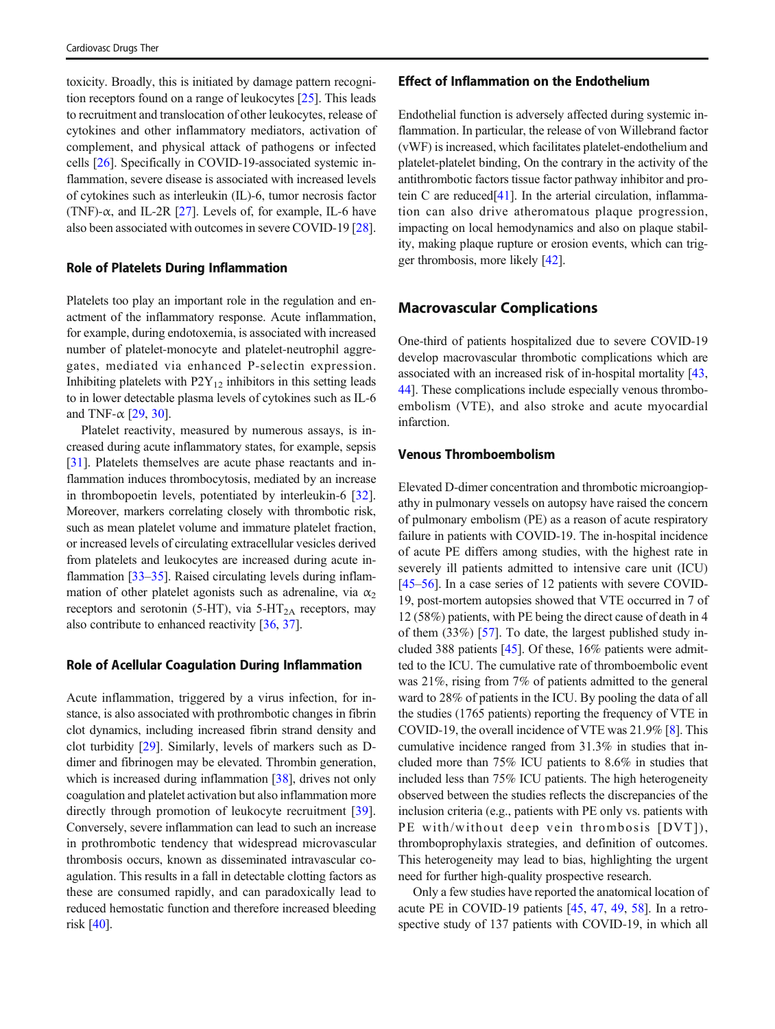toxicity. Broadly, this is initiated by damage pattern recognition receptors found on a range of leukocytes [25]. This leads to recruitment and translocation of other leukocytes, release of cytokines and other inflammatory mediators, activation of complement, and physical attack of pathogens or infected cells [26]. Specifically in COVID-19-associated systemic inflammation, severe disease is associated with increased levels of cytokines such as interleukin (IL)-6, tumor necrosis factor (TNF)-α, and IL-2R [27]. Levels of, for example, IL-6 have also been associated with outcomes in severe COVID-19 [28].

### Role of Platelets During Inflammation

Platelets too play an important role in the regulation and enactment of the inflammatory response. Acute inflammation, for example, during endotoxemia, is associated with increased number of platelet-monocyte and platelet-neutrophil aggregates, mediated via enhanced P-selectin expression. Inhibiting platelets with $P2Y_{12}$ inhibitors in this setting leads to in lower detectable plasma levels of cytokines such as IL-6 and TNF-α [29, 30].

Platelet reactivity, measured by numerous assays, is increased during acute inflammatory states, for example, sepsis [31]. Platelets themselves are acute phase reactants and inflammation induces thrombocytosis, mediated by an increase in thrombopoetin levels, potentiated by interleukin-6 [32]. Moreover, markers correlating closely with thrombotic risk, such as mean platelet volume and immature platelet fraction, or increased levels of circulating extracellular vesicles derived from platelets and leukocytes are increased during acute inflammation [33–35]. Raised circulating levels during inflammation of other platelet agonists such as adrenaline, via $\alpha_2$ receptors and serotonin (5-HT), via $5\text{-HT}_{2A}$ receptors, may also contribute to enhanced reactivity [36, 37].

### Role of Acellular Coagulation During Inflammation

Acute inflammation, triggered by a virus infection, for instance, is also associated with prothrombotic changes in fibrin clot dynamics, including increased fibrin strand density and clot turbidity [29]. Similarly, levels of markers such as D-dimer and fibrinogen may be elevated. Thrombin generation, which is increased during inflammation [38], drives not only coagulation and platelet activation but also inflammation more directly through promotion of leukocyte recruitment [39]. Conversely, severe inflammation can lead to such an increase in prothrombotic tendency that widespread microvascular thrombosis occurs, known as disseminated intravascular coagulation. This results in a fall in detectable clotting factors as these are consumed rapidly, and can paradoxically lead to reduced hemostatic function and therefore increased bleeding risk [40].

### Effect of Inflammation on the Endothelium

Endothelial function is adversely affected during systemic inflammation. In particular, the release of von Willebrand factor (vWF) is increased, which facilitates platelet-endothelium and platelet-platelet binding, On the contrary in the activity of the antithrombotic factors tissue factor pathway inhibitor and protein C are reduced[41]. In the arterial circulation, inflammation can also drive atheromatous plaque progression, impacting on local hemodynamics and also on plaque stability, making plaque rupture or erosion events, which can trigger thrombosis, more likely [42].

## Macrovascular Complications

One-third of patients hospitalized due to severe COVID-19 develop macrovascular thrombotic complications which are associated with an increased risk of in-hospital mortality [43, 44]. These complications include especially venous thromboembolism (VTE), and also stroke and acute myocardial infarction.

### Venous Thromboembolism

Elevated D-dimer concentration and thrombotic microangiopathy in pulmonary vessels on autopsy have raised the concern of pulmonary embolism (PE) as a reason of acute respiratory failure in patients with COVID-19. The in-hospital incidence of acute PE differs among studies, with the highest rate in severely ill patients admitted to intensive care unit (ICU) [45–56]. In a case series of 12 patients with severe COVID-19, post-mortem autopsies showed that VTE occurred in 7 of 12 (58%) patients, with PE being the direct cause of death in 4 of them (33%) [57]. To date, the largest published study included 388 patients [45]. Of these, 16% patients were admitted to the ICU. The cumulative rate of thromboembolic event was 21%, rising from 7% of patients admitted to the general ward to 28% of patients in the ICU. By pooling the data of all the studies (1765 patients) reporting the frequency of VTE in COVID-19, the overall incidence of VTE was 21.9% [8]. This cumulative incidence ranged from 31.3% in studies that included more than 75% ICU patients to 8.6% in studies that included less than 75% ICU patients. The high heterogeneity observed between the studies reflects the discrepancies of the inclusion criteria (e.g., patients with PE only vs. patients with PE with/without deep vein thrombosis [DVT]), thromboprophylaxis strategies, and definition of outcomes. This heterogeneity may lead to bias, highlighting the urgent need for further high-quality prospective research.

Only a few studies have reported the anatomical location of acute PE in COVID-19 patients [45, 47, 49, 58]. In a retrospective study of 137 patients with COVID-19, in which all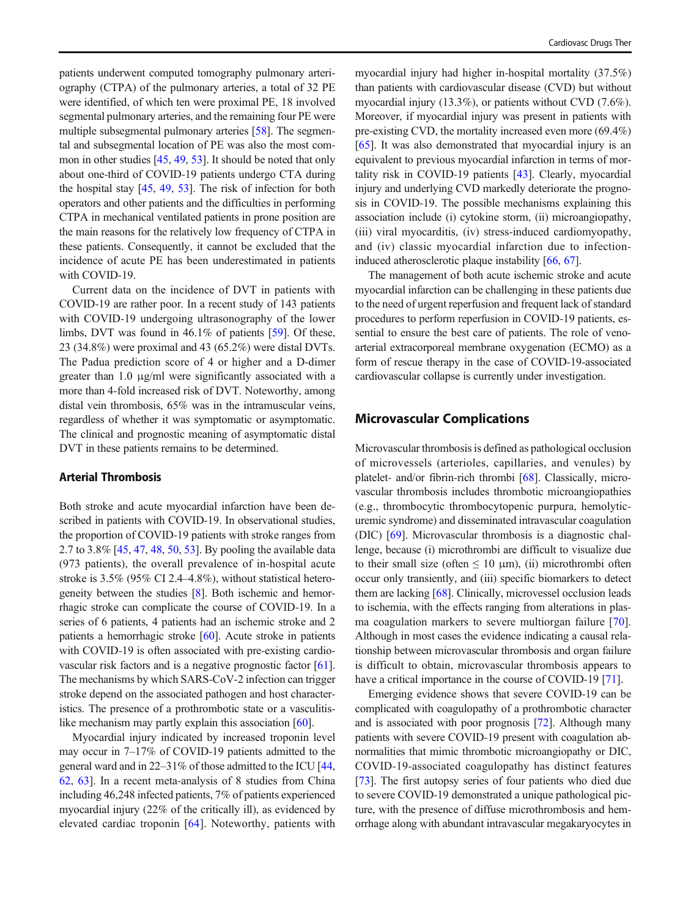patients underwent computed tomography pulmonary arteriography (CTPA) of the pulmonary arteries, a total of 32 PE were identified, of which ten were proximal PE, 18 involved segmental pulmonary arteries, and the remaining four PE were multiple subsegmental pulmonary arteries [58]. The segmental and subsegmental location of PE was also the most common in other studies [45, 49, 53]. It should be noted that only about one-third of COVID-19 patients undergo CTA during the hospital stay [45, 49, 53]. The risk of infection for both operators and other patients and the difficulties in performing CTPA in mechanical ventilated patients in prone position are the main reasons for the relatively low frequency of CTPA in these patients. Consequently, it cannot be excluded that the incidence of acute PE has been underestimated in patients with COVID-19.

Current data on the incidence of DVT in patients with COVID-19 are rather poor. In a recent study of 143 patients with COVID-19 undergoing ultrasonography of the lower limbs, DVT was found in 46.1% of patients [59]. Of these, 23 (34.8%) were proximal and 43 (65.2%) were distal DVTs. The Padua prediction score of 4 or higher and a D-dimer greater than 1.0 μg/ml were significantly associated with a more than 4-fold increased risk of DVT. Noteworthy, among distal vein thrombosis, 65% was in the intramuscular veins, regardless of whether it was symptomatic or asymptomatic. The clinical and prognostic meaning of asymptomatic distal DVT in these patients remains to be determined.

### Arterial Thrombosis

Both stroke and acute myocardial infarction have been described in patients with COVID-19. In observational studies, the proportion of COVID-19 patients with stroke ranges from 2.7 to 3.8% [45, 47, 48, 50, 53]. By pooling the available data (973 patients), the overall prevalence of in-hospital acute stroke is 3.5% (95% CI 2.4–4.8%), without statistical heterogeneity between the studies [8]. Both ischemic and hemorrhagic stroke can complicate the course of COVID-19. In a series of 6 patients, 4 patients had an ischemic stroke and 2 patients a hemorrhagic stroke [60]. Acute stroke in patients with COVID-19 is often associated with pre-existing cardiovascular risk factors and is a negative prognostic factor [61]. The mechanisms by which SARS-CoV-2 infection can trigger stroke depend on the associated pathogen and host characteristics. The presence of a prothrombotic state or a vasculitis-like mechanism may partly explain this association [60].

Myocardial injury indicated by increased troponin level may occur in 7–17% of COVID-19 patients admitted to the general ward and in 22–31% of those admitted to the ICU [44, 62, 63]. In a recent meta-analysis of 8 studies from China including 46,248 infected patients, 7% of patients experienced myocardial injury (22% of the critically ill), as evidenced by elevated cardiac troponin [64]. Noteworthy, patients with myocardial injury had higher in-hospital mortality (37.5%) than patients with cardiovascular disease (CVD) but without myocardial injury (13.3%), or patients without CVD (7.6%). Moreover, if myocardial injury was present in patients with pre-existing CVD, the mortality increased even more (69.4%) [65]. It was also demonstrated that myocardial injury is an equivalent to previous myocardial infarction in terms of mortality risk in COVID-19 patients [43]. Clearly, myocardial injury and underlying CVD markedly deteriorate the prognosis in COVID-19. The possible mechanisms explaining this association include (i) cytokine storm, (ii) microangiopathy, (iii) viral myocarditis, (iv) stress-induced cardiomyopathy, and (iv) classic myocardial infarction due to infection-induced atherosclerotic plaque instability [66, 67].

The management of both acute ischemic stroke and acute myocardial infarction can be challenging in these patients due to the need of urgent reperfusion and frequent lack of standard procedures to perform reperfusion in COVID-19 patients, essential to ensure the best care of patients. The role of veno-arterial extracorporeal membrane oxygenation (ECMO) as a form of rescue therapy in the case of COVID-19-associated cardiovascular collapse is currently under investigation.

## Microvascular Complications

Microvascular thrombosis is defined as pathological occlusion of microvessels (arterioles, capillaries, and venules) by platelet- and/or fibrin-rich thrombi [68]. Classically, microvascular thrombosis includes thrombotic microangiopathies (e.g., thrombocytic thrombocytopenic purpura, hemolytic-uremic syndrome) and disseminated intravascular coagulation (DIC) [69]. Microvascular thrombosis is a diagnostic challenge, because (i) microthrombi are difficult to visualize due to their small size (often ≤ 10 μm), (ii) microthrombi often occur only transiently, and (iii) specific biomarkers to detect them are lacking [68]. Clinically, microvessel occlusion leads to ischemia, with the effects ranging from alterations in plasma coagulation markers to severe multiorgan failure [70]. Although in most cases the evidence indicating a causal relationship between microvascular thrombosis and organ failure is difficult to obtain, microvascular thrombosis appears to have a critical importance in the course of COVID-19 [71].

Emerging evidence shows that severe COVID-19 can be complicated with coagulopathy of a prothrombotic character and is associated with poor prognosis [72]. Although many patients with severe COVID-19 present with coagulation abnormalities that mimic thrombotic microangiopathy or DIC, COVID-19-associated coagulopathy has distinct features [73]. The first autopsy series of four patients who died due to severe COVID-19 demonstrated a unique pathological picture, with the presence of diffuse microthrombosis and hemorrhage along with abundant intravascular megakaryocytes in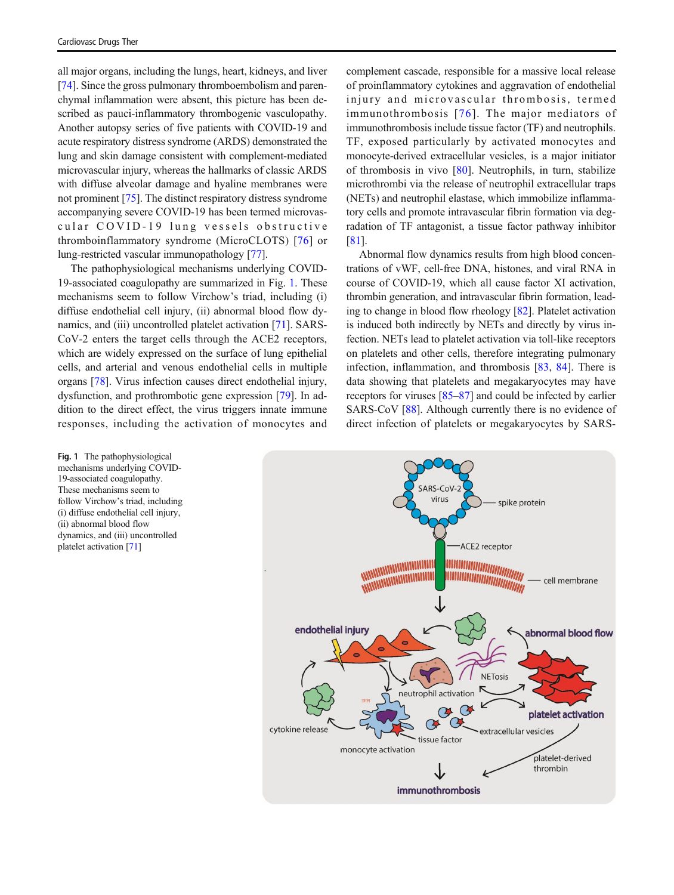all major organs, including the lungs, heart, kidneys, and liver [74]. Since the gross pulmonary thromboembolism and parenchymal inflammation were absent, this picture has been described as pauci-inflammatory thrombogenic vasculopathy. Another autopsy series of five patients with COVID-19 and acute respiratory distress syndrome (ARDS) demonstrated the lung and skin damage consistent with complement-mediated microvascular injury, whereas the hallmarks of classic ARDS with diffuse alveolar damage and hyaline membranes were not prominent [75]. The distinct respiratory distress syndrome accompanying severe COVID-19 has been termed microvascular COVID-19 lung vessels obstructive thromboinflammatory syndrome (MicroCLOTS) [76] or lung-restricted vascular immunopathology [77].

The pathophysiological mechanisms underlying COVID-19-associated coagulopathy are summarized in Fig. 1. These mechanisms seem to follow Virchow's triad, including (i) diffuse endothelial cell injury, (ii) abnormal blood flow dynamics, and (iii) uncontrolled platelet activation [71]. SARS-CoV-2 enters the target cells through the ACE2 receptors, which are widely expressed on the surface of lung epithelial cells, and arterial and venous endothelial cells in multiple organs [78]. Virus infection causes direct endothelial injury, dysfunction, and prothrombotic gene expression [79]. In addition to the direct effect, the virus triggers innate immune responses, including the activation of monocytes and complement cascade, responsible for a massive local release of proinflammatory cytokines and aggravation of endothelial injury and microvascular thrombosis, termed immunothrombosis [76]. The major mediators of immunothrombosis include tissue factor (TF) and neutrophils. TF, exposed particularly by activated monocytes and monocyte-derived extracellular vesicles, is a major initiator of thrombosis in vivo [80]. Neutrophils, in turn, stabilize microthrombi via the release of neutrophil extracellular traps (NETs) and neutrophil elastase, which immobilize inflammatory cells and promote intravascular fibrin formation via degradation of TF antagonist, a tissue factor pathway inhibitor [81].

Abnormal flow dynamics results from high blood concentrations of vWF, cell-free DNA, histones, and viral RNA in course of COVID-19, which all cause factor XI activation, thrombin generation, and intravascular fibrin formation, leading to change in blood flow rheology [82]. Platelet activation is induced both indirectly by NETs and directly by virus infection. NETs lead to platelet activation via toll-like receptors on platelets and other cells, therefore integrating pulmonary infection, inflammation, and thrombosis [83, 84]. There is data showing that platelets and megakaryocytes may have receptors for viruses [85–87] and could be infected by earlier SARS-CoV [88]. Although currently there is no evidence of direct infection of platelets or megakaryocytes by SARS-

**Fig. 1** The pathophysiological mechanisms underlying COVID-19-associated coagulopathy. These mechanisms seem to follow Virchow's triad, including (i) diffuse endothelial cell injury, (ii) abnormal blood flow dynamics, and (iii) uncontrolled platelet activation [71]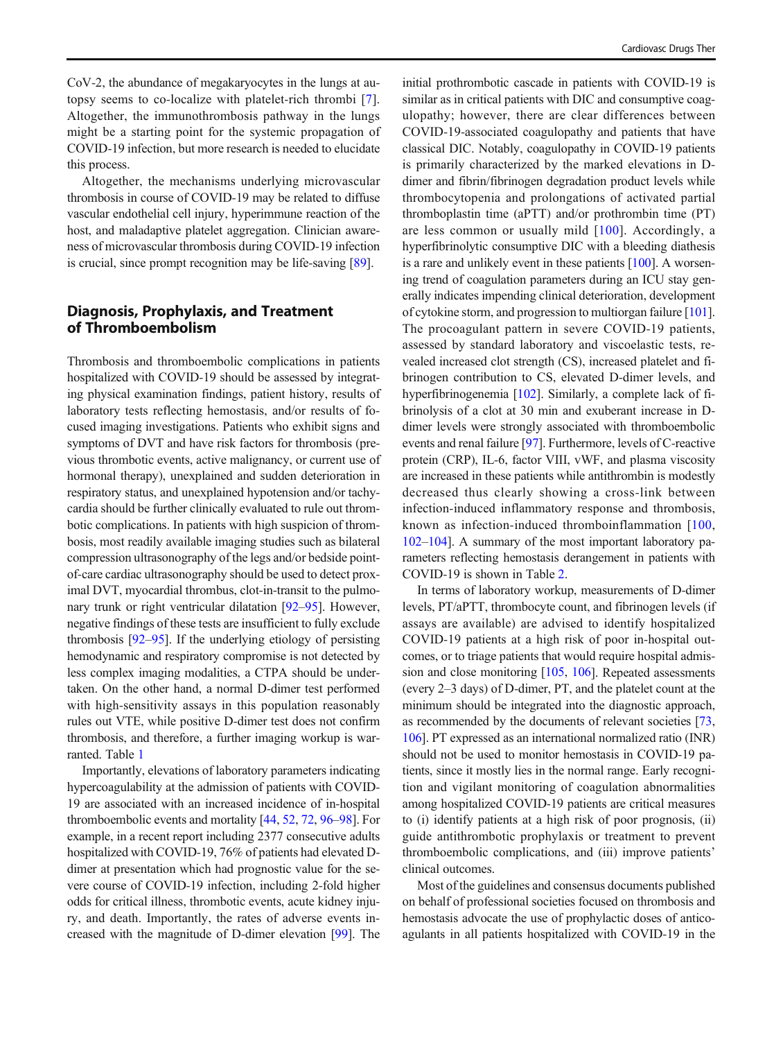CoV-2, the abundance of megakaryocytes in the lungs at autopsy seems to co-localize with platelet-rich thrombi [7]. Altogether, the immunothrombosis pathway in the lungs might be a starting point for the systemic propagation of COVID-19 infection, but more research is needed to elucidate this process.

Altogether, the mechanisms underlying microvascular thrombosis in course of COVID-19 may be related to diffuse vascular endothelial cell injury, hyperimmune reaction of the host, and maladaptive platelet aggregation. Clinician awareness of microvascular thrombosis during COVID-19 infection is crucial, since prompt recognition may be life-saving [89].

## Diagnosis, Prophylaxis, and Treatment of Thromboembolism

Thrombosis and thromboembolic complications in patients hospitalized with COVID-19 should be assessed by integrating physical examination findings, patient history, results of laboratory tests reflecting hemostasis, and/or results of focused imaging investigations. Patients who exhibit signs and symptoms of DVT and have risk factors for thrombosis (previous thrombotic events, active malignancy, or current use of hormonal therapy), unexplained and sudden deterioration in respiratory status, and unexplained hypotension and/or tachycardia should be further clinically evaluated to rule out thrombotic complications. In patients with high suspicion of thrombosis, most readily available imaging studies such as bilateral compression ultrasonography of the legs and/or bedside point-of-care cardiac ultrasonography should be used to detect proximal DVT, myocardial thrombus, clot-in-transit to the pulmonary trunk or right ventricular dilatation [92–95]. However, negative findings of these tests are insufficient to fully exclude thrombosis [92–95]. If the underlying etiology of persisting hemodynamic and respiratory compromise is not detected by less complex imaging modalities, a CTPA should be undertaken. On the other hand, a normal D-dimer test performed with high-sensitivity assays in this population reasonably rules out VTE, while positive D-dimer test does not confirm thrombosis, and therefore, a further imaging workup is warranted. Table 1

Importantly, elevations of laboratory parameters indicating hypercoagulability at the admission of patients with COVID-19 are associated with an increased incidence of in-hospital thromboembolic events and mortality [44, 52, 72, 96–98]. For example, in a recent report including 2377 consecutive adults hospitalized with COVID-19, 76% of patients had elevated D-dimer at presentation which had prognostic value for the severe course of COVID-19 infection, including 2-fold higher odds for critical illness, thrombotic events, acute kidney injury, and death. Importantly, the rates of adverse events increased with the magnitude of D-dimer elevation [99]. The initial prothrombotic cascade in patients with COVID-19 is similar as in critical patients with DIC and consumptive coagulopathy; however, there are clear differences between COVID-19-associated coagulopathy and patients that have classical DIC. Notably, coagulopathy in COVID-19 patients is primarily characterized by the marked elevations in D-dimer and fibrin/fibrinogen degradation product levels while thrombocytopenia and prolongations of activated partial thromboplastin time (aPTT) and/or prothrombin time (PT) are less common or usually mild [100]. Accordingly, a hyperfibrinolytic consumptive DIC with a bleeding diathesis is a rare and unlikely event in these patients [100]. A worsening trend of coagulation parameters during an ICU stay generally indicates impending clinical deterioration, development of cytokine storm, and progression to multiorgan failure [101]. The procoagulant pattern in severe COVID-19 patients, assessed by standard laboratory and viscoelastic tests, revealed increased clot strength (CS), increased platelet and fibrinogen contribution to CS, elevated D-dimer levels, and hyperfibrinogenemia [102]. Similarly, a complete lack of fibrinolysis of a clot at 30 min and exuberant increase in D-dimer levels were strongly associated with thromboembolic events and renal failure [97]. Furthermore, levels of C-reactive protein (CRP), IL-6, factor VIII, vWF, and plasma viscosity are increased in these patients while antithrombin is modestly decreased thus clearly showing a cross-link between infection-induced inflammatory response and thrombosis, known as infection-induced thromboinflammation [100, 102–104]. A summary of the most important laboratory parameters reflecting hemostasis derangement in patients with COVID-19 is shown in Table 2.

In terms of laboratory workup, measurements of D-dimer levels, PT/aPTT, thrombocyte count, and fibrinogen levels (if assays are available) are advised to identify hospitalized COVID-19 patients at a high risk of poor in-hospital outcomes, or to triage patients that would require hospital admission and close monitoring [105, 106]. Repeated assessments (every 2–3 days) of D-dimer, PT, and the platelet count at the minimum should be integrated into the diagnostic approach, as recommended by the documents of relevant societies [73, 106]. PT expressed as an international normalized ratio (INR) should not be used to monitor hemostasis in COVID-19 patients, since it mostly lies in the normal range. Early recognition and vigilant monitoring of coagulation abnormalities among hospitalized COVID-19 patients are critical measures to (i) identify patients at a high risk of poor prognosis, (ii) guide antithrombotic prophylaxis or treatment to prevent thromboembolic complications, and (iii) improve patients' clinical outcomes.

Most of the guidelines and consensus documents published on behalf of professional societies focused on thrombosis and hemostasis advocate the use of prophylactic doses of anticoagulants in all patients hospitalized with COVID-19 in the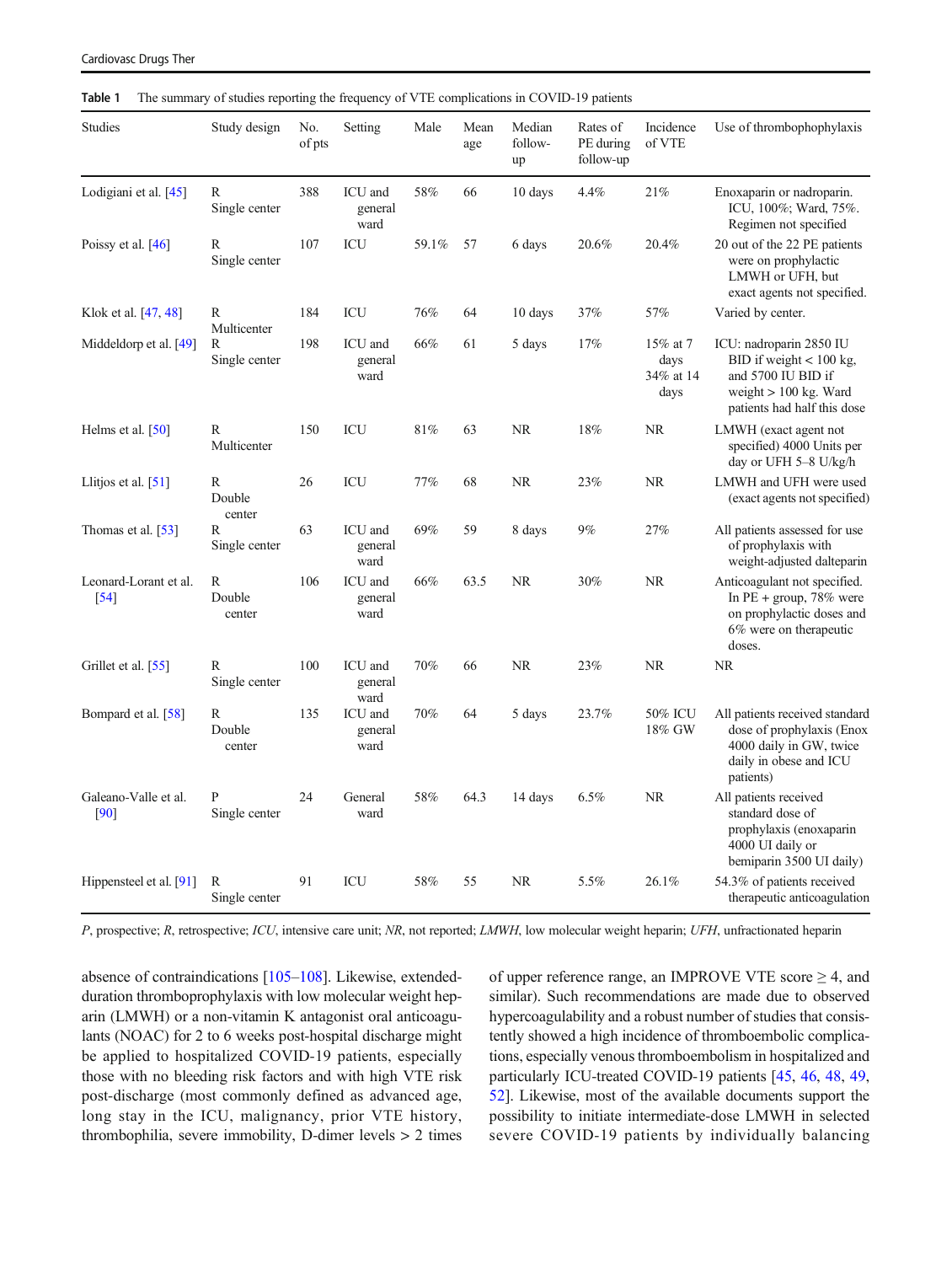Table 1 The summary of studies reporting the frequency of VTE complications in COVID-19 patients

| Studies | Study design | No. of pts | Setting | Male | Mean age | Median follow-up | Rates of PE during follow-up | Incidence of VTE | Use of thrombophophylaxis |
|---|---|---|---|---|---|---|---|---|---|
| Lodigiani et al. [45] | R Single center | 388 | ICU and general ward | 58% | 66 | 10 days | 4.4% | 21% | Enoxaparin or nadroparin. ICU, 100%; Ward, 75%. Regimen not specified |
| Poissy et al. [46] | R Single center | 107 | ICU | 59.1% | 57 | 6 days | 20.6% | 20.4% | 20 out of the 22 PE patients were on prophylactic LMWH or UFH, but exact agents not specified. |
| Klok et al. [47, 48] | R Multicenter | 184 | ICU | 76% | 64 | 10 days | 37% | 57% | Varied by center. |
| Middeldorp et al. [49] | R Single center | 198 | ICU and general ward | 66% | 61 | 5 days | 17% | 15% at 7 days 34% at 14 days | ICU: nadroparin 2850 IU BID if weight < 100 kg, and 5700 IU BID if weight > 100 kg. Ward patients had half this dose |
| Helms et al. [50] | R Multicenter | 150 | ICU | 81% | 63 | NR | 18% | NR | LMWH (exact agent not specified) 4000 Units per day or UFH 5–8 U/kg/h |
| Llitjos et al. [51] | R Double center | 26 | ICU | 77% | 68 | NR | 23% | NR | LMWH and UFH were used (exact agents not specified) |
| Thomas et al. [53] | R Single center | 63 | ICU and general ward | 69% | 59 | 8 days | 9% | 27% | All patients assessed for use of prophylaxis with weight-adjusted dalteparin |
| Leonard-Lorant et al. [54] | R Double center | 106 | ICU and general ward | 66% | 63.5 | NR | 30% | NR | Anticoagulant not specified. In PE + group, 78% were on prophylactic doses and 6% were on therapeutic doses. |
| Grillet et al. [55] | R Single center | 100 | ICU and general ward | 70% | 66 | NR | 23% | NR | NR |
| Bompard et al. [58] | R Double center | 135 | ICU and general ward | 70% | 64 | 5 days | 23.7% | 50% ICU 18% GW | All patients received standard dose of prophylaxis (Enox 4000 daily in GW, twice daily in obese and ICU patients) |
| Galeano-Valle et al. [90] | P Single center | 24 | General ward | 58% | 64.3 | 14 days | 6.5% | NR | All patients received standard dose of prophylaxis (enoxaparin 4000 UI daily or bemiparin 3500 UI daily) |
| Hippensteel et al. [91] | R Single center | 91 | ICU | 58% | 55 | NR | 5.5% | 26.1% | 54.3% of patients received therapeutic anticoagulation |

*P*, prospective; *R*, retrospective; *ICU*, intensive care unit; *NR*, not reported; *LMWH*, low molecular weight heparin; *UFH*, unfractionated heparin

absence of contraindications [105–108]. Likewise, extended-duration thromboprophylaxis with low molecular weight heparin (LMWH) or a non-vitamin K antagonist oral anticoagulants (NOAC) for 2 to 6 weeks post-hospital discharge might be applied to hospitalized COVID-19 patients, especially those with no bleeding risk factors and with high VTE risk post-discharge (most commonly defined as advanced age, long stay in the ICU, malignancy, prior VTE history, thrombophilia, severe immobility, D-dimer levels > 2 times of upper reference range, an IMPROVE VTE score ≥ 4, and similar). Such recommendations are made due to observed hypercoagulability and a robust number of studies that consistently showed a high incidence of thromboembolic complications, especially venous thromboembolism in hospitalized and particularly ICU-treated COVID-19 patients [45, 46, 48, 49, 52]. Likewise, most of the available documents support the possibility to initiate intermediate-dose LMWH in selected severe COVID-19 patients by individually balancing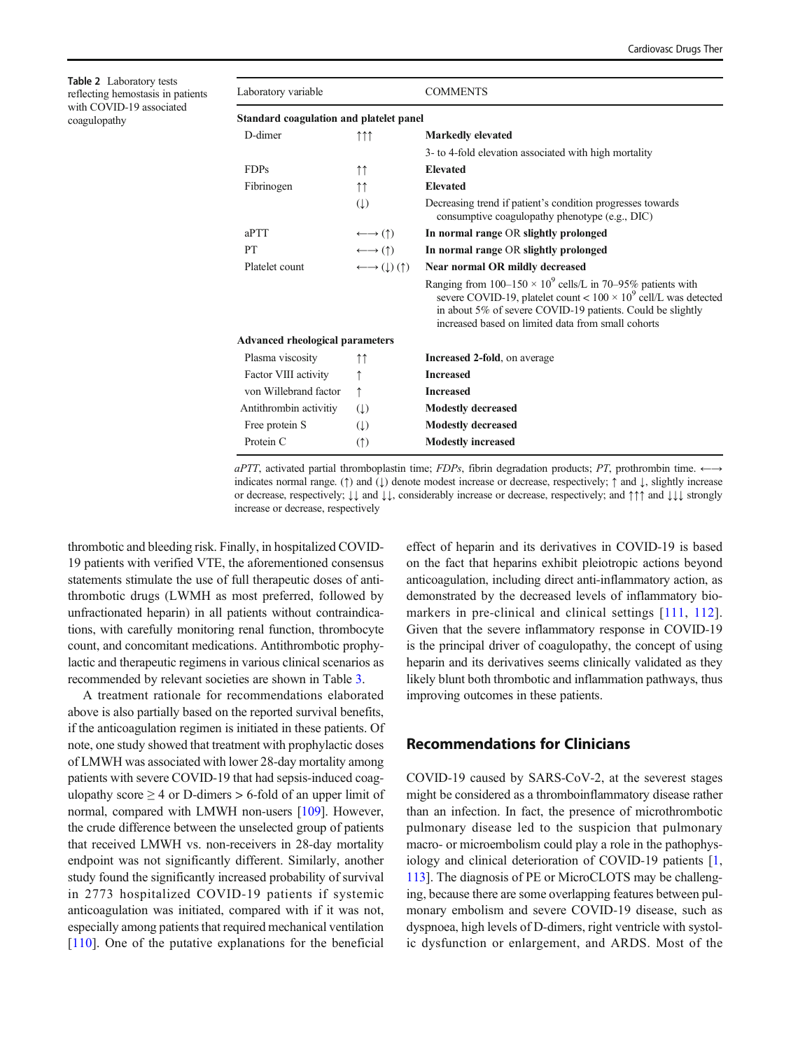**Table 2** Laboratory tests reflecting hemostasis in patients with COVID-19 associated coagulopathy

| Laboratory variable | | COMMENTS |
|---|---|---|
| **Standard coagulation and platelet panel** | | |
| D-dimer | ↑↑↑ | **Markedly elevated** |
| | | 3- to 4-fold elevation associated with high mortality |
| FDPs | ↑↑ | **Elevated** |
| Fibrinogen | ↑↑ | **Elevated** |
| | (↓) | Decreasing trend if patient's condition progresses towards consumptive coagulopathy phenotype (e.g., DIC) |
| aPTT | ⟷ (↑) | **In normal range** OR **slightly prolonged** |
| PT | ⟷ (↑) | **In normal range** OR **slightly prolonged** |
| Platelet count | ⟷ (↓) (↑) | **Near normal OR mildly decreased** |
| | | Ranging from 100–150 × $10^9$ cells/L in 70–95% patients with severe COVID-19, platelet count < 100 × $10^9$ cell/L was detected in about 5% of severe COVID-19 patients. Could be slightly increased based on limited data from small cohorts |
| **Advanced rheological parameters** | | |
| Plasma viscosity | ↑↑ | **Increased 2-fold**, on average |
| Factor VIII activity | ↑ | **Increased** |
| von Willebrand factor | ↑ | **Increased** |
| Antithrombin activitiy | (↓) | **Modestly decreased** |
| Free protein S | (↓) | **Modestly decreased** |
| Protein C | (↑) | **Modestly increased** |

*aPTT*, activated partial thromboplastin time; *FDPs*, fibrin degradation products; *PT*, prothrombin time. ⟷ indicates normal range. (↑) and (↓) denote modest increase or decrease, respectively; ↑ and ↓, slightly increase or decrease, respectively; ↓↓ and ↓↓, considerably increase or decrease, respectively; and ↑↑↑ and ↓↓↓ strongly increase or decrease, respectively

thrombotic and bleeding risk. Finally, in hospitalized COVID-19 patients with verified VTE, the aforementioned consensus statements stimulate the use of full therapeutic doses of antithrombotic drugs (LWMH as most preferred, followed by unfractionated heparin) in all patients without contraindications, with carefully monitoring renal function, thrombocyte count, and concomitant medications. Antithrombotic prophylactic and therapeutic regimens in various clinical scenarios as recommended by relevant societies are shown in Table 3.

A treatment rationale for recommendations elaborated above is also partially based on the reported survival benefits, if the anticoagulation regimen is initiated in these patients. Of note, one study showed that treatment with prophylactic doses of LMWH was associated with lower 28-day mortality among patients with severe COVID-19 that had sepsis-induced coagulopathy score ≥ 4 or D-dimers > 6-fold of an upper limit of normal, compared with LMWH non-users [109]. However, the crude difference between the unselected group of patients that received LMWH vs. non-receivers in 28-day mortality endpoint was not significantly different. Similarly, another study found the significantly increased probability of survival in 2773 hospitalized COVID-19 patients if systemic anticoagulation was initiated, compared with if it was not, especially among patients that required mechanical ventilation [110]. One of the putative explanations for the beneficial effect of heparin and its derivatives in COVID-19 is based on the fact that heparins exhibit pleiotropic actions beyond anticoagulation, including direct anti-inflammatory action, as demonstrated by the decreased levels of inflammatory biomarkers in pre-clinical and clinical settings [111, 112]. Given that the severe inflammatory response in COVID-19 is the principal driver of coagulopathy, the concept of using heparin and its derivatives seems clinically validated as they likely blunt both thrombotic and inflammation pathways, thus improving outcomes in these patients.

## Recommendations for Clinicians

COVID-19 caused by SARS-CoV-2, at the severest stages might be considered as a thromboinflammatory disease rather than an infection. In fact, the presence of microthrombotic pulmonary disease led to the suspicion that pulmonary macro- or microembolism could play a role in the pathophysiology and clinical deterioration of COVID-19 patients [1, 113]. The diagnosis of PE or MicroCLOTS may be challenging, because there are some overlapping features between pulmonary embolism and severe COVID-19 disease, such as dyspnoea, high levels of D-dimers, right ventricle with systolic dysfunction or enlargement, and ARDS. Most of the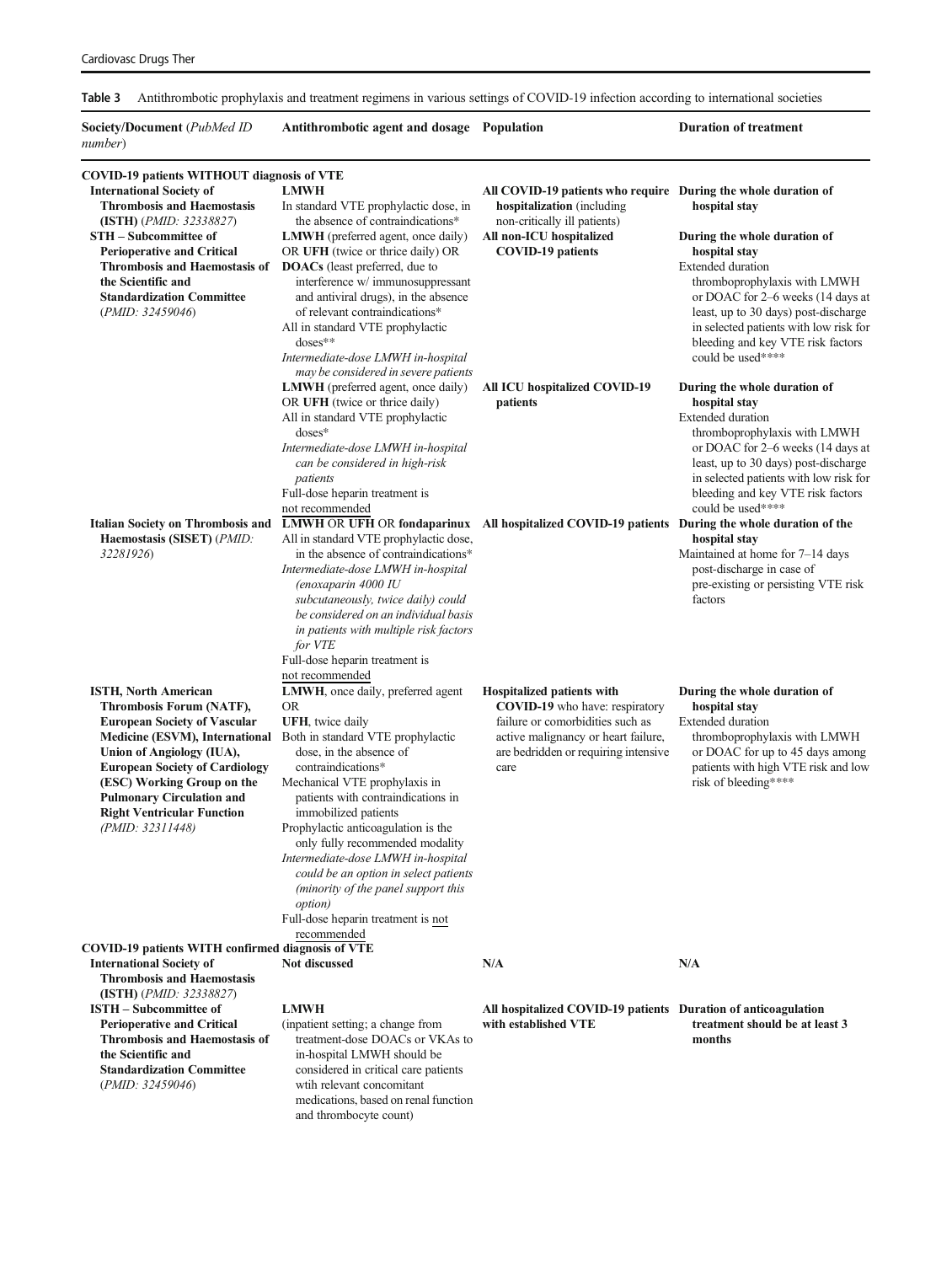**Table 3** Antithrombotic prophylaxis and treatment regimens in various settings of COVID-19 infection according to international societies

| Society/Document (*PubMed ID number*) | Antithrombotic agent and dosage | Population | Duration of treatment |
|---|---|---|---|
| **COVID-19 patients WITHOUT diagnosis of VTE** | | | |
| **International Society of Thrombosis and Haemostasis (ISTH)** (*PMID: 32338827*) | **LMWH**<br>In standard VTE prophylactic dose, in the absence of contraindications* | **All COVID-19 patients who require hospitalization** (including non-critically ill patients) | **During the whole duration of hospital stay** |
| **STH – Subcommittee of Perioperative and Critical Thrombosis and Haemostasis of the Scientific and Standardization Committee** (*PMID: 32459046*) | **LMWH** (preferred agent, once daily) OR **UFH** (twice or thrice daily) OR **DOACs** (least preferred, due to interference w/ immunosuppressant and antiviral drugs), in the absence of relevant contraindications*<br>All in standard VTE prophylactic doses**<br>*Intermediate-dose LMWH in-hospital may be considered in severe patients* | **All non-ICU hospitalized COVID-19 patients** | **During the whole duration of hospital stay**<br>Extended duration thromboprophylaxis with LMWH or DOAC for 2–6 weeks (14 days at least, up to 30 days) post-discharge in selected patients with low risk for bleeding and key VTE risk factors could be used**** |
| | **LMWH** (preferred agent, once daily) OR **UFH** (twice or thrice daily)<br>All in standard VTE prophylactic doses*<br>*Intermediate-dose LMWH in-hospital can be considered in high-risk patients*<br>Full-dose heparin treatment is not recommended | **All ICU hospitalized COVID-19 patients** | **During the whole duration of hospital stay**<br>Extended duration thromboprophylaxis with LMWH or DOAC for 2–6 weeks (14 days at least, up to 30 days) post-discharge in selected patients with low risk for bleeding and key VTE risk factors could be used**** |
| **Italian Society on Thrombosis and Haemostasis (SISET)** (*PMID: 32281926*) | **LMWH** OR **UFH** OR **fondaparinux**<br>All in standard VTE prophylactic dose, in the absence of contraindications*<br>*Intermediate-dose LMWH in-hospital (enoxaparin 4000 IU subcutaneously, twice daily) could be considered on an individual basis in patients with multiple risk factors for VTE*<br>Full-dose heparin treatment is not recommended | **All hospitalized COVID-19 patients** | **During the whole duration of the hospital stay**<br>Maintained at home for 7–14 days post-discharge in case of pre-existing or persisting VTE risk factors |
| **ISTH, North American Thrombosis Forum (NATF), European Society of Vascular Medicine (ESVM), International Union of Angiology (IUA), European Society of Cardiology (ESC) Working Group on the Pulmonary Circulation and Right Ventricular Function** (*PMID: 32311448*) | **LMWH**, once daily, preferred agent<br>OR<br>**UFH**, twice daily<br>Both in standard VTE prophylactic dose, in the absence of contraindications*<br>Mechanical VTE prophylaxis in patients with contraindications in immobilized patients<br>Prophylactic anticoagulation is the only fully recommended modality<br>*Intermediate-dose LMWH in-hospital could be an option in select patients (minority of the panel support this option)*<br>Full-dose heparin treatment is not recommended | **Hospitalized patients with COVID-19** who have: respiratory failure or comorbidities such as active malignancy or heart failure, are bedridden or requiring intensive care | **During the whole duration of hospital stay**<br>Extended duration thromboprophylaxis with LMWH or DOAC for up to 45 days among patients with high VTE risk and low risk of bleeding**** |
| **COVID-19 patients WITH confirmed diagnosis of VTE** | | | |
| **International Society of Thrombosis and Haemostasis (ISTH)** (*PMID: 32338827*) | **Not discussed** | **N/A** | **N/A** |
| **ISTH – Subcommittee of Perioperative and Critical Thrombosis and Haemostasis of the Scientific and Standardization Committee** (*PMID: 32459046*) | **LMWH**<br>(inpatient setting; a change from treatment-dose DOACs or VKAs to in-hospital LMWH should be considered in critical care patients wtih relevant concomitant medications, based on renal function and thrombocyte count) | **All hospitalized COVID-19 patients with established VTE** | **Duration of anticoagulation treatment should be at least 3 months** |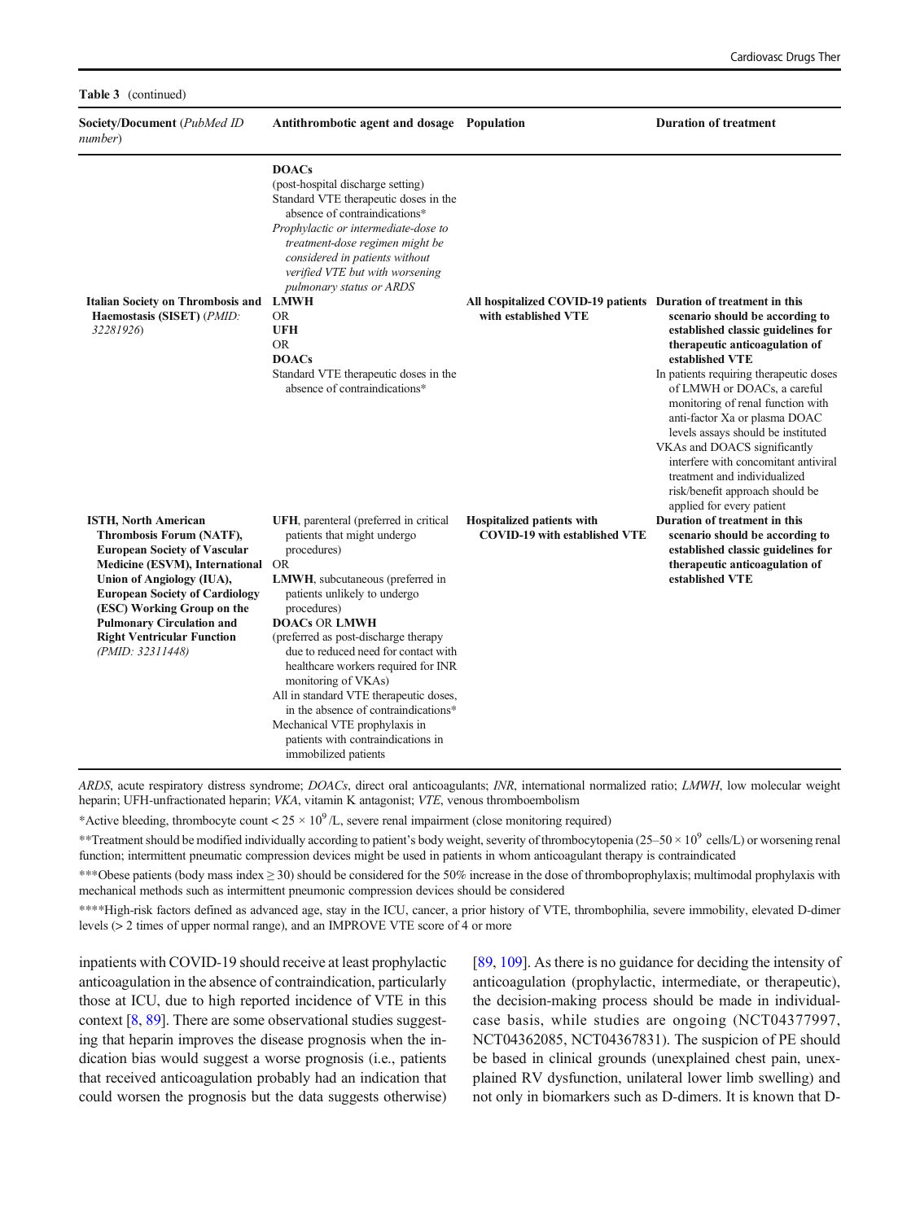**Table 3** (continued)

| Society/Document (*PubMed ID number*) | Antithrombotic agent and dosage | Population | Duration of treatment |
|---|---|---|---|
| | **DOACs**<br>(post-hospital discharge setting)<br>Standard VTE therapeutic doses in the absence of contraindications*<br>*Prophylactic or intermediate-dose to treatment-dose regimen might be considered in patients without verified VTE but with worsening pulmonary status or ARDS* | | |
| **Italian Society on Thrombosis and Haemostasis (SISET)** (*PMID: 32281926*) | **LMWH**<br>OR<br>**UFH**<br>OR<br>**DOACs**<br>Standard VTE therapeutic doses in the absence of contraindications* | **All hospitalized COVID-19 patients with established VTE** | **Duration of treatment in this scenario should be according to established classic guidelines for therapeutic anticoagulation of established VTE**<br>In patients requiring therapeutic doses of LMWH or DOACs, a careful monitoring of renal function with anti-factor Xa or plasma DOAC levels assays should be instituted<br>VKAs and DOACS significantly interfere with concomitant antiviral treatment and individualized risk/benefit approach should be applied for every patient |
| **ISTH, North American Thrombosis Forum (NATF), European Society of Vascular Medicine (ESVM), International Union of Angiology (IUA), European Society of Cardiology (ESC) Working Group on the Pulmonary Circulation and Right Ventricular Function** (*PMID: 32311448*) | **UFH**, parenteral (preferred in critical patients that might undergo procedures)<br>OR<br>**LMWH**, subcutaneous (preferred in patients unlikely to undergo procedures)<br>**DOACs** OR **LMWH**<br>(preferred as post-discharge therapy due to reduced need for contact with healthcare workers required for INR monitoring of VKAs)<br>All in standard VTE therapeutic doses, in the absence of contraindications*<br>Mechanical VTE prophylaxis in patients with contraindications in immobilized patients | **Hospitalized patients with COVID-19 with established VTE** | **Duration of treatment in this scenario should be according to established classic guidelines for therapeutic anticoagulation of established VTE** |

*ARDS*, acute respiratory distress syndrome; *DOACs*, direct oral anticoagulants; *INR*, international normalized ratio; *LMWH*, low molecular weight heparin; UFH-unfractionated heparin; *VKA*, vitamin K antagonist; *VTE*, venous thromboembolism

*Active bleeding, thrombocyte count < $25 \times 10^9$/L, severe renal impairment (close monitoring required)

**Treatment should be modified individually according to patient's body weight, severity of thrombocytopenia ($25–50 \times 10^9$ cells/L) or worsening renal function; intermittent pneumatic compression devices might be used in patients in whom anticoagulant therapy is contraindicated

***Obese patients (body mass index ≥ 30) should be considered for the 50% increase in the dose of thromboprophylaxis; multimodal prophylaxis with mechanical methods such as intermittent pneumonic compression devices should be considered

****High-risk factors defined as advanced age, stay in the ICU, cancer, a prior history of VTE, thrombophilia, severe immobility, elevated D-dimer levels (> 2 times of upper normal range), and an IMPROVE VTE score of 4 or more

inpatients with COVID-19 should receive at least prophylactic anticoagulation in the absence of contraindication, particularly those at ICU, due to high reported incidence of VTE in this context [8, 89]. There are some observational studies suggesting that heparin improves the disease prognosis when the indication bias would suggest a worse prognosis (i.e., patients that received anticoagulation probably had an indication that could worsen the prognosis but the data suggests otherwise) [89, 109]. As there is no guidance for deciding the intensity of anticoagulation (prophylactic, intermediate, or therapeutic), the decision-making process should be made in individual-case basis, while studies are ongoing (NCT04377997, NCT04362085, NCT04367831). The suspicion of PE should be based in clinical grounds (unexplained chest pain, unexplained RV dysfunction, unilateral lower limb swelling) and not only in biomarkers such as D-dimers. It is known that D-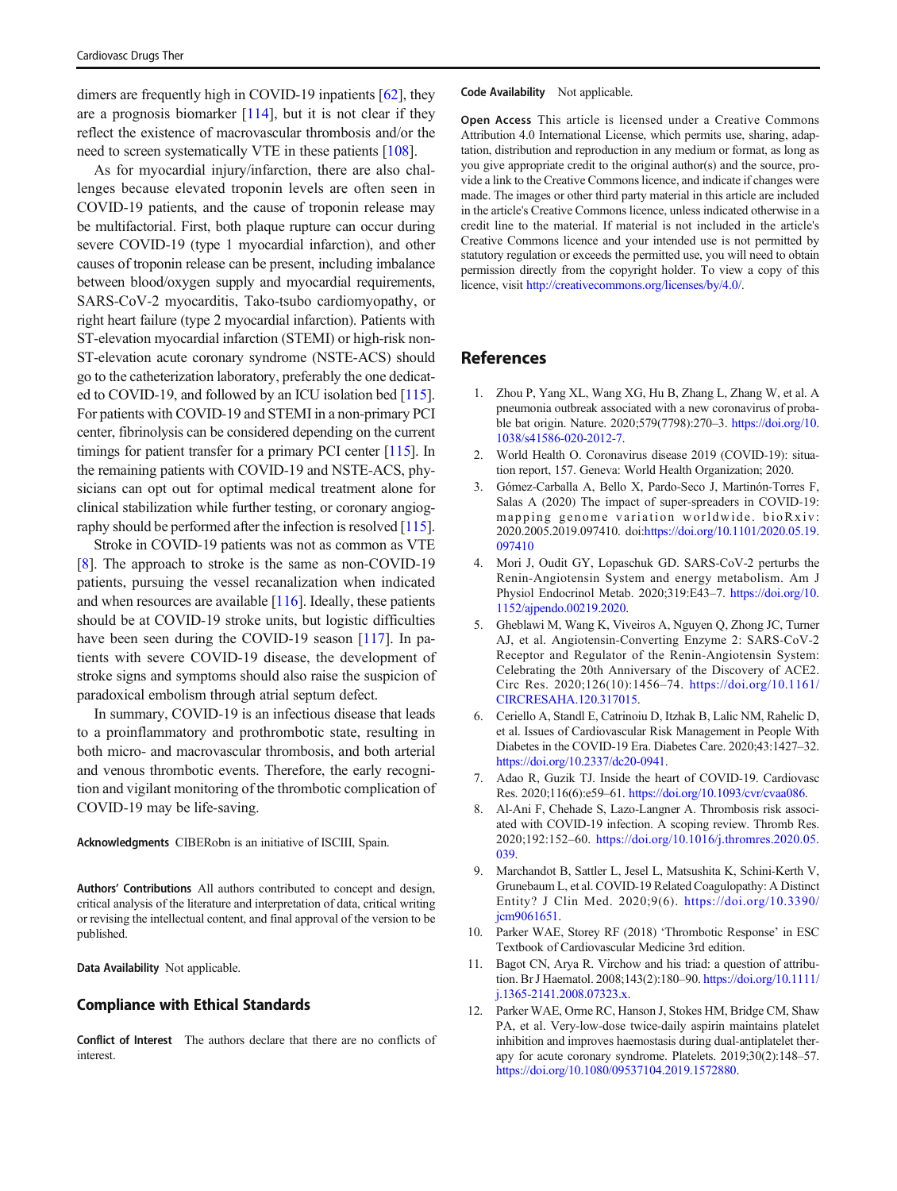dimers are frequently high in COVID-19 inpatients [62], they are a prognosis biomarker [114], but it is not clear if they reflect the existence of macrovascular thrombosis and/or the need to screen systematically VTE in these patients [108].

As for myocardial injury/infarction, there are also challenges because elevated troponin levels are often seen in COVID-19 patients, and the cause of troponin release may be multifactorial. First, both plaque rupture can occur during severe COVID-19 (type 1 myocardial infarction), and other causes of troponin release can be present, including imbalance between blood/oxygen supply and myocardial requirements, SARS-CoV-2 myocarditis, Tako-tsubo cardiomyopathy, or right heart failure (type 2 myocardial infarction). Patients with ST-elevation myocardial infarction (STEMI) or high-risk non-ST-elevation acute coronary syndrome (NSTE-ACS) should go to the catheterization laboratory, preferably the one dedicated to COVID-19, and followed by an ICU isolation bed [115]. For patients with COVID-19 and STEMI in a non-primary PCI center, fibrinolysis can be considered depending on the current timings for patient transfer for a primary PCI center [115]. In the remaining patients with COVID-19 and NSTE-ACS, physicians can opt out for optimal medical treatment alone for clinical stabilization while further testing, or coronary angiography should be performed after the infection is resolved [115].

Stroke in COVID-19 patients was not as common as VTE [8]. The approach to stroke is the same as non-COVID-19 patients, pursuing the vessel recanalization when indicated and when resources are available [116]. Ideally, these patients should be at COVID-19 stroke units, but logistic difficulties have been seen during the COVID-19 season [117]. In patients with severe COVID-19 disease, the development of stroke signs and symptoms should also raise the suspicion of paradoxical embolism through atrial septum defect.

In summary, COVID-19 is an infectious disease that leads to a proinflammatory and prothrombotic state, resulting in both micro- and macrovascular thrombosis, and both arterial and venous thrombotic events. Therefore, the early recognition and vigilant monitoring of the thrombotic complication of COVID-19 may be life-saving.

**Acknowledgments** CIBERobn is an initiative of ISCIII, Spain.

**Authors' Contributions** All authors contributed to concept and design, critical analysis of the literature and interpretation of data, critical writing or revising the intellectual content, and final approval of the version to be published.

**Data Availability** Not applicable.

## Compliance with Ethical Standards

**Conflict of Interest** The authors declare that there are no conflicts of interest.

**Code Availability** Not applicable.

**Open Access** This article is licensed under a Creative Commons Attribution 4.0 International License, which permits use, sharing, adaptation, distribution and reproduction in any medium or format, as long as you give appropriate credit to the original author(s) and the source, provide a link to the Creative Commons licence, and indicate if changes were made. The images or other third party material in this article are included in the article's Creative Commons licence, unless indicated otherwise in a credit line to the material. If material is not included in the article's Creative Commons licence and your intended use is not permitted by statutory regulation or exceeds the permitted use, you will need to obtain permission directly from the copyright holder. To view a copy of this licence, visit http://creativecommons.org/licenses/by/4.0/.

## References

1. Zhou P, Yang XL, Wang XG, Hu B, Zhang L, Zhang W, et al. A pneumonia outbreak associated with a new coronavirus of probable bat origin. Nature. 2020;579(7798):270–3. https://doi.org/10.1038/s41586-020-2012-7.
2. World Health O. Coronavirus disease 2019 (COVID-19): situation report, 157. Geneva: World Health Organization; 2020.
3. Gómez-Carballa A, Bello X, Pardo-Seco J, Martinón-Torres F, Salas A (2020) The impact of super-spreaders in COVID-19: mapping genome variation worldwide. bioRxiv: 2020.2005.2019.097410. doi:https://doi.org/10.1101/2020.05.19.097410
4. Mori J, Oudit GY, Lopaschuk GD. SARS-CoV-2 perturbs the Renin-Angiotensin System and energy metabolism. Am J Physiol Endocrinol Metab. 2020;319:E43–7. https://doi.org/10.1152/ajpendo.00219.2020.
5. Gheblawi M, Wang K, Viveiros A, Nguyen Q, Zhong JC, Turner AJ, et al. Angiotensin-Converting Enzyme 2: SARS-CoV-2 Receptor and Regulator of the Renin-Angiotensin System: Celebrating the 20th Anniversary of the Discovery of ACE2. Circ Res. 2020;126(10):1456–74. https://doi.org/10.1161/CIRCRESAHA.120.317015.
6. Ceriello A, Standl E, Catrinoiu D, Itzhak B, Lalic NM, Rahelic D, et al. Issues of Cardiovascular Risk Management in People With Diabetes in the COVID-19 Era. Diabetes Care. 2020;43:1427–32. https://doi.org/10.2337/dc20-0941.
7. Adao R, Guzik TJ. Inside the heart of COVID-19. Cardiovasc Res. 2020;116(6):e59–61. https://doi.org/10.1093/cvr/cvaa086.
8. Al-Ani F, Chehade S, Lazo-Langner A. Thrombosis risk associated with COVID-19 infection. A scoping review. Thromb Res. 2020;192:152–60. https://doi.org/10.1016/j.thromres.2020.05.039.
9. Marchandot B, Sattler L, Jesel L, Matsushita K, Schini-Kerth V, Grunebaum L, et al. COVID-19 Related Coagulopathy: A Distinct Entity? J Clin Med. 2020;9(6). https://doi.org/10.3390/jcm9061651.
10. Parker WAE, Storey RF (2018) 'Thrombotic Response' in ESC Textbook of Cardiovascular Medicine 3rd edition.
11. Bagot CN, Arya R. Virchow and his triad: a question of attribution. Br J Haematol. 2008;143(2):180–90. https://doi.org/10.1111/j.1365-2141.2008.07323.x.
12. Parker WAE, Orme RC, Hanson J, Stokes HM, Bridge CM, Shaw PA, et al. Very-low-dose twice-daily aspirin maintains platelet inhibition and improves haemostasis during dual-antiplatelet therapy for acute coronary syndrome. Platelets. 2019;30(2):148–57. https://doi.org/10.1080/09537104.2019.1572880.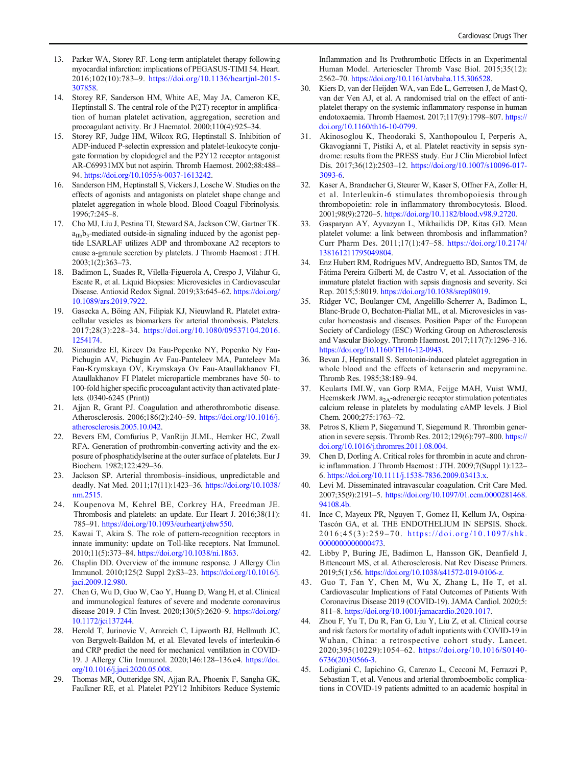13. Parker WA, Storey RF. Long-term antiplatelet therapy following myocardial infarction: implications of PEGASUS-TIMI 54. Heart. 2016;102(10):783–9. https://doi.org/10.1136/heartjnl-2015-307858.
14. Storey RF, Sanderson HM, White AE, May JA, Cameron KE, Heptinstall S. The central role of the P(2T) receptor in amplification of human platelet activation, aggregation, secretion and procoagulant activity. Br J Haematol. 2000;110(4):925–34.
15. Storey RF, Judge HM, Wilcox RG, Heptinstall S. Inhibition of ADP-induced P-selectin expression and platelet-leukocyte conjugate formation by clopidogrel and the P2Y12 receptor antagonist AR-C69931MX but not aspirin. Thromb Haemost. 2002;88:488–94. https://doi.org/10.1055/s-0037-1613242.
16. Sanderson HM, Heptinstall S, Vickers J, Losche W. Studies on the effects of agonists and antagonists on platelet shape change and platelet aggregation in whole blood. Blood Coagul Fibrinolysis. 1996;7:245–8.
17. Cho MJ, Liu J, Pestina TI, Steward SA, Jackson CW, Gartner TK. $a_{IIb}b_3$-mediated outside-in signaling induced by the agonist peptide LSARLAF utilizes ADP and thromboxane A2 receptors to cause a-granule secretion by platelets. J Thromb Haemost : JTH. 2003;1(2):363–73.
18. Badimon L, Suades R, Vilella-Figuerola A, Crespo J, Vilahur G, Escate R, et al. Liquid Biopsies: Microvesicles in Cardiovascular Disease. Antioxid Redox Signal. 2019;33:645–62. https://doi.org/10.1089/ars.2019.7922.
19. Gasecka A, Böing AN, Filipiak KJ, Nieuwland R. Platelet extracellular vesicles as biomarkers for arterial thrombosis. Platelets. 2017;28(3):228–34. https://doi.org/10.1080/09537104.2016.1254174.
20. Sinauridze EI, Kireev Da Fau-Popenko NY, Popenko Ny Fau-Pichugin AV, Pichugin Av Fau-Panteleev MA, Panteleev Ma Fau-Krymskaya OV, Krymskaya Ov Fau-Ataullakhanov FI, Ataullakhanov FI Platelet microparticle membranes have 50- to 100-fold higher specific procoagulant activity than activated platelets. (0340-6245 (Print))
21. Ajjan R, Grant PJ. Coagulation and atherothrombotic disease. Atherosclerosis. 2006;186(2):240–59. https://doi.org/10.1016/j.atherosclerosis.2005.10.042.
22. Bevers EM, Comfurius P, VanRijn JLML, Hemker HC, Zwall RFA. Generation of prothrombin-converting activity and the exposure of phosphatidylserine at the outer surface of platelets. Eur J Biochem. 1982;122:429–36.
23. Jackson SP. Arterial thrombosis–insidious, unpredictable and deadly. Nat Med. 2011;17(11):1423–36. https://doi.org/10.1038/nm.2515.
24. Koupenova M, Kehrel BE, Corkrey HA, Freedman JE. Thrombosis and platelets: an update. Eur Heart J. 2016;38(11):785–91. https://doi.org/10.1093/eurheartj/ehw550.
25. Kawai T, Akira S. The role of pattern-recognition receptors in innate immunity: update on Toll-like receptors. Nat Immunol. 2010;11(5):373–84. https://doi.org/10.1038/ni.1863.
26. Chaplin DD. Overview of the immune response. J Allergy Clin Immunol. 2010;125(2 Suppl 2):S3–23. https://doi.org/10.1016/j.jaci.2009.12.980.
27. Chen G, Wu D, Guo W, Cao Y, Huang D, Wang H, et al. Clinical and immunological features of severe and moderate coronavirus disease 2019. J Clin Invest. 2020;130(5):2620–9. https://doi.org/10.1172/jci137244.
28. Herold T, Jurinovic V, Arnreich C, Lipworth BJ, Hellmuth JC, von Bergwelt-Baildon M, et al. Elevated levels of interleukin-6 and CRP predict the need for mechanical ventilation in COVID-19. J Allergy Clin Immunol. 2020;146:128–136.e4. https://doi.org/10.1016/j.jaci.2020.05.008.
29. Thomas MR, Outteridge SN, Ajjan RA, Phoenix F, Sangha GK, Faulkner RE, et al. Platelet P2Y12 Inhibitors Reduce Systemic Inflammation and Its Prothrombotic Effects in an Experimental Human Model. Arterioscler Thromb Vasc Biol. 2015;35(12):2562–70. https://doi.org/10.1161/atvbaha.115.306528.
30. Kiers D, van der Heijden WA, van Ede L, Gerretsen J, de Mast Q, van der Ven AJ, et al. A randomised trial on the effect of antiplatelet therapy on the systemic inflammatory response in human endotoxaemia. Thromb Haemost. 2017;117(9):1798–807. https://doi.org/10.1160/th16-10-0799.
31. Akinosoglou K, Theodoraki S, Xanthopoulou I, Perperis A, Gkavogianni T, Pistiki A, et al. Platelet reactivity in sepsis syndrome: results from the PRESS study. Eur J Clin Microbiol Infect Dis. 2017;36(12):2503–12. https://doi.org/10.1007/s10096-017-3093-6.
32. Kaser A, Brandacher G, Steurer W, Kaser S, Offner FA, Zoller H, et al. Interleukin-6 stimulates thrombopoiesis through thrombopoietin: role in inflammatory thrombocytosis. Blood. 2001;98(9):2720–5. https://doi.org/10.1182/blood.v98.9.2720.
33. Gasparyan AY, Ayvazyan L, Mikhailidis DP, Kitas GD. Mean platelet volume: a link between thrombosis and inflammation? Curr Pharm Des. 2011;17(1):47–58. https://doi.org/10.2174/138161211795049804.
34. Enz Hubert RM, Rodrigues MV, Andreguetto BD, Santos TM, de Fátima Pereira Gilberti M, de Castro V, et al. Association of the immature platelet fraction with sepsis diagnosis and severity. Sci Rep. 2015;5:8019. https://doi.org/10.1038/srep08019.
35. Ridger VC, Boulanger CM, Angelillo-Scherrer A, Badimon L, Blanc-Brude O, Bochaton-Piallat ML, et al. Microvesicles in vascular homeostasis and diseases. Position Paper of the European Society of Cardiology (ESC) Working Group on Atherosclerosis and Vascular Biology. Thromb Haemost. 2017;117(7):1296–316. https://doi.org/10.1160/TH16-12-0943.
36. Bevan J, Heptinstall S. Serotonin-induced platelet aggregation in whole blood and the effects of ketanserin and mepyramine. Thromb Res. 1985;38:189–94.
37. Keularts IMLW, van Gorp RMA, Feijge MAH, Vuist WMJ, Heemskerk JWM. $a_{2A}$-adrenergic receptor stimulation potentiates calcium release in platelets by modulating cAMP levels. J Biol Chem. 2000;275:1763–72.
38. Petros S, Kliem P, Siegemund T, Siegemund R. Thrombin generation in severe sepsis. Thromb Res. 2012;129(6):797–800. https://doi.org/10.1016/j.thromres.2011.08.004.
39. Chen D, Dorling A. Critical roles for thrombin in acute and chronic inflammation. J Thromb Haemost : JTH. 2009;7(Suppl 1):122–6. https://doi.org/10.1111/j.1538-7836.2009.03413.x.
40. Levi M. Disseminated intravascular coagulation. Crit Care Med. 2007;35(9):2191–5. https://doi.org/10.1097/01.ccm.0000281468.94108.4b.
41. Ince C, Mayeux PR, Nguyen T, Gomez H, Kellum JA, Ospina-Tascón GA, et al. THE ENDOTHELIUM IN SEPSIS. Shock. 2016;45(3):259–70. https://doi.org/10.1097/shk.0000000000000473.
42. Libby P, Buring JE, Badimon L, Hansson GK, Deanfield J, Bittencourt MS, et al. Atherosclerosis. Nat Rev Disease Primers. 2019;5(1):56. https://doi.org/10.1038/s41572-019-0106-z.
43. Guo T, Fan Y, Chen M, Wu X, Zhang L, He T, et al. Cardiovascular Implications of Fatal Outcomes of Patients With Coronavirus Disease 2019 (COVID-19). JAMA Cardiol. 2020;5:811–8. https://doi.org/10.1001/jamacardio.2020.1017.
44. Zhou F, Yu T, Du R, Fan G, Liu Y, Liu Z, et al. Clinical course and risk factors for mortality of adult inpatients with COVID-19 in Wuhan, China: a retrospective cohort study. Lancet. 2020;395(10229):1054–62. https://doi.org/10.1016/S0140-6736(20)30566-3.
45. Lodigiani C, Iapichino G, Carenzo L, Cecconi M, Ferrazzi P, Sebastian T, et al. Venous and arterial thromboembolic complications in COVID-19 patients admitted to an academic hospital in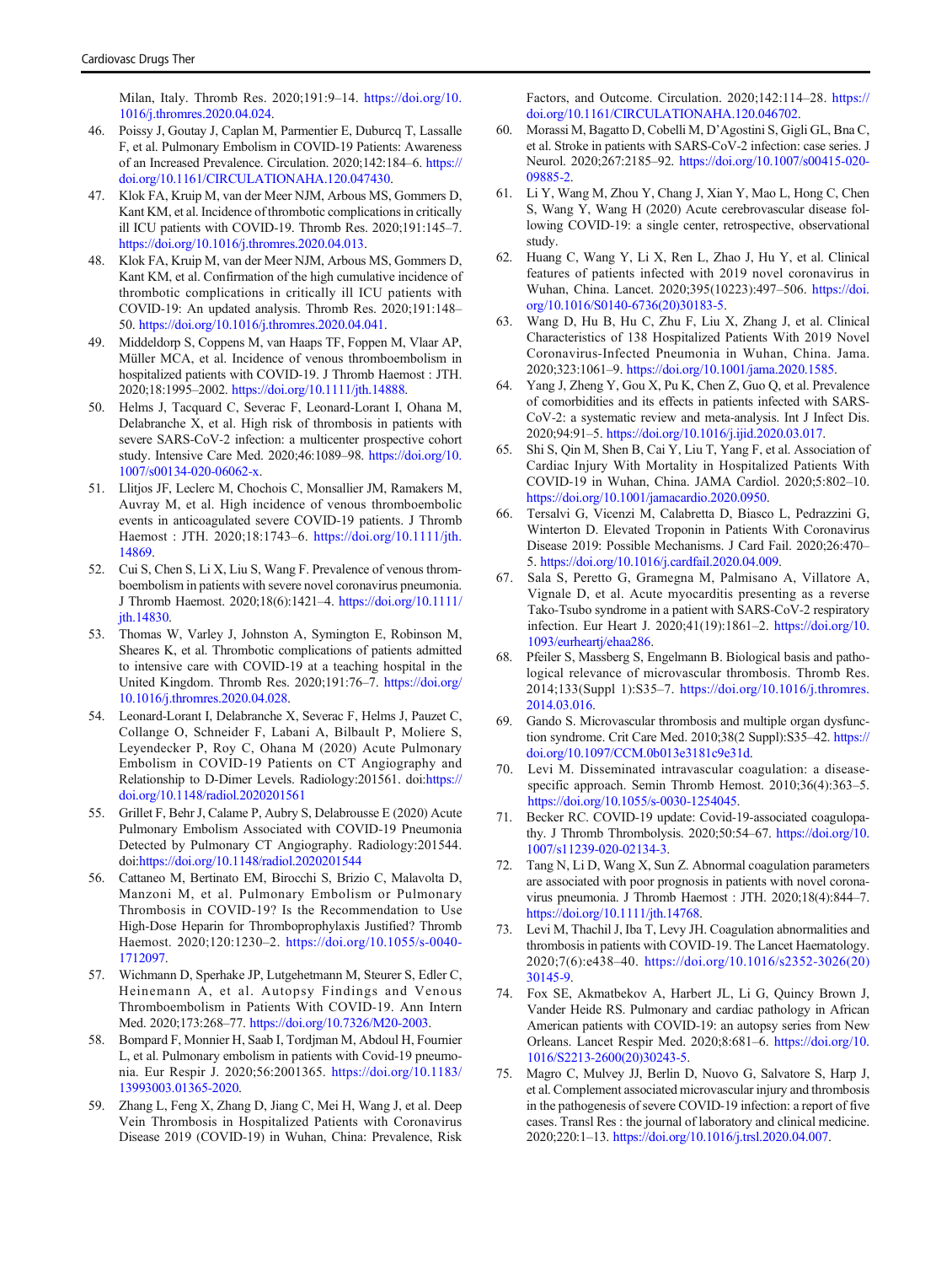Milan, Italy. Thromb Res. 2020;191:9–14. https://doi.org/10.1016/j.thromres.2020.04.024.

46. Poissy J, Goutay J, Caplan M, Parmentier E, Duburcq T, Lassalle F, et al. Pulmonary Embolism in COVID-19 Patients: Awareness of an Increased Prevalence. Circulation. 2020;142:184–6. https://doi.org/10.1161/CIRCULATIONAHA.120.047430.
47. Klok FA, Kruip M, van der Meer NJM, Arbous MS, Gommers D, Kant KM, et al. Incidence of thrombotic complications in critically ill ICU patients with COVID-19. Thromb Res. 2020;191:145–7. https://doi.org/10.1016/j.thromres.2020.04.013.
48. Klok FA, Kruip M, van der Meer NJM, Arbous MS, Gommers D, Kant KM, et al. Confirmation of the high cumulative incidence of thrombotic complications in critically ill ICU patients with COVID-19: An updated analysis. Thromb Res. 2020;191:148–50. https://doi.org/10.1016/j.thromres.2020.04.041.
49. Middeldorp S, Coppens M, van Haaps TF, Foppen M, Vlaar AP, Müller MCA, et al. Incidence of venous thromboembolism in hospitalized patients with COVID-19. J Thromb Haemost : JTH. 2020;18:1995–2002. https://doi.org/10.1111/jth.14888.
50. Helms J, Tacquard C, Severac F, Leonard-Lorant I, Ohana M, Delabranche X, et al. High risk of thrombosis in patients with severe SARS-CoV-2 infection: a multicenter prospective cohort study. Intensive Care Med. 2020;46:1089–98. https://doi.org/10.1007/s00134-020-06062-x.
51. Llitjos JF, Leclerc M, Chochois C, Monsallier JM, Ramakers M, Auvray M, et al. High incidence of venous thromboembolic events in anticoagulated severe COVID-19 patients. J Thromb Haemost : JTH. 2020;18:1743–6. https://doi.org/10.1111/jth.14869.
52. Cui S, Chen S, Li X, Liu S, Wang F. Prevalence of venous thromboembolism in patients with severe novel coronavirus pneumonia. J Thromb Haemost. 2020;18(6):1421–4. https://doi.org/10.1111/jth.14830.
53. Thomas W, Varley J, Johnston A, Symington E, Robinson M, Sheares K, et al. Thrombotic complications of patients admitted to intensive care with COVID-19 at a teaching hospital in the United Kingdom. Thromb Res. 2020;191:76–7. https://doi.org/10.1016/j.thromres.2020.04.028.
54. Leonard-Lorant I, Delabranche X, Severac F, Helms J, Pauzet C, Collange O, Schneider F, Labani A, Bilbault P, Moliere S, Leyendecker P, Roy C, Ohana M (2020) Acute Pulmonary Embolism in COVID-19 Patients on CT Angiography and Relationship to D-Dimer Levels. Radiology:201561. doi:https://doi.org/10.1148/radiol.2020201561
55. Grillet F, Behr J, Calame P, Aubry S, Delabrousse E (2020) Acute Pulmonary Embolism Associated with COVID-19 Pneumonia Detected by Pulmonary CT Angiography. Radiology:201544. doi:https://doi.org/10.1148/radiol.2020201544
56. Cattaneo M, Bertinato EM, Birocchi S, Brizio C, Malavolta D, Manzoni M, et al. Pulmonary Embolism or Pulmonary Thrombosis in COVID-19? Is the Recommendation to Use High-Dose Heparin for Thromboprophylaxis Justified? Thromb Haemost. 2020;120:1230–2. https://doi.org/10.1055/s-0040-1712097.
57. Wichmann D, Sperhake JP, Lutgehetmann M, Steurer S, Edler C, Heinemann A, et al. Autopsy Findings and Venous Thromboembolism in Patients With COVID-19. Ann Intern Med. 2020;173:268–77. https://doi.org/10.7326/M20-2003.
58. Bompard F, Monnier H, Saab I, Tordjman M, Abdoul H, Fournier L, et al. Pulmonary embolism in patients with Covid-19 pneumonia. Eur Respir J. 2020;56:2001365. https://doi.org/10.1183/13993003.01365-2020.
59. Zhang L, Feng X, Zhang D, Jiang C, Mei H, Wang J, et al. Deep Vein Thrombosis in Hospitalized Patients with Coronavirus Disease 2019 (COVID-19) in Wuhan, China: Prevalence, Risk Factors, and Outcome. Circulation. 2020;142:114–28. https://doi.org/10.1161/CIRCULATIONAHA.120.046702.
60. Morassi M, Bagatto D, Cobelli M, D'Agostini S, Gigli GL, Bna C, et al. Stroke in patients with SARS-CoV-2 infection: case series. J Neurol. 2020;267:2185–92. https://doi.org/10.1007/s00415-020-09885-2.
61. Li Y, Wang M, Zhou Y, Chang J, Xian Y, Mao L, Hong C, Chen S, Wang Y, Wang H (2020) Acute cerebrovascular disease following COVID-19: a single center, retrospective, observational study.
62. Huang C, Wang Y, Li X, Ren L, Zhao J, Hu Y, et al. Clinical features of patients infected with 2019 novel coronavirus in Wuhan, China. Lancet. 2020;395(10223):497–506. https://doi.org/10.1016/S0140-6736(20)30183-5.
63. Wang D, Hu B, Hu C, Zhu F, Liu X, Zhang J, et al. Clinical Characteristics of 138 Hospitalized Patients With 2019 Novel Coronavirus-Infected Pneumonia in Wuhan, China. Jama. 2020;323:1061–9. https://doi.org/10.1001/jama.2020.1585.
64. Yang J, Zheng Y, Gou X, Pu K, Chen Z, Guo Q, et al. Prevalence of comorbidities and its effects in patients infected with SARS-CoV-2: a systematic review and meta-analysis. Int J Infect Dis. 2020;94:91–5. https://doi.org/10.1016/j.ijid.2020.03.017.
65. Shi S, Qin M, Shen B, Cai Y, Liu T, Yang F, et al. Association of Cardiac Injury With Mortality in Hospitalized Patients With COVID-19 in Wuhan, China. JAMA Cardiol. 2020;5:802–10. https://doi.org/10.1001/jamacardio.2020.0950.
66. Tersalvi G, Vicenzi M, Calabretta D, Biasco L, Pedrazzini G, Winterton D. Elevated Troponin in Patients With Coronavirus Disease 2019: Possible Mechanisms. J Card Fail. 2020;26:470–5. https://doi.org/10.1016/j.cardfail.2020.04.009.
67. Sala S, Peretto G, Gramegna M, Palmisano A, Villatore A, Vignale D, et al. Acute myocarditis presenting as a reverse Tako-Tsubo syndrome in a patient with SARS-CoV-2 respiratory infection. Eur Heart J. 2020;41(19):1861–2. https://doi.org/10.1093/eurheartj/ehaa286.
68. Pfeiler S, Massberg S, Engelmann B. Biological basis and pathological relevance of microvascular thrombosis. Thromb Res. 2014;133(Suppl 1):S35–7. https://doi.org/10.1016/j.thromres.2014.03.016.
69. Gando S. Microvascular thrombosis and multiple organ dysfunction syndrome. Crit Care Med. 2010;38(2 Suppl):S35–42. https://doi.org/10.1097/CCM.0b013e3181c9e31d.
70. Levi M. Disseminated intravascular coagulation: a disease-specific approach. Semin Thromb Hemost. 2010;36(4):363–5. https://doi.org/10.1055/s-0030-1254045.
71. Becker RC. COVID-19 update: Covid-19-associated coagulopathy. J Thromb Thrombolysis. 2020;50:54–67. https://doi.org/10.1007/s11239-020-02134-3.
72. Tang N, Li D, Wang X, Sun Z. Abnormal coagulation parameters are associated with poor prognosis in patients with novel coronavirus pneumonia. J Thromb Haemost : JTH. 2020;18(4):844–7. https://doi.org/10.1111/jth.14768.
73. Levi M, Thachil J, Iba T, Levy JH. Coagulation abnormalities and thrombosis in patients with COVID-19. The Lancet Haematology. 2020;7(6):e438–40. https://doi.org/10.1016/s2352-3026(20)30145-9.
74. Fox SE, Akmatbekov A, Harbert JL, Li G, Quincy Brown J, Vander Heide RS. Pulmonary and cardiac pathology in African American patients with COVID-19: an autopsy series from New Orleans. Lancet Respir Med. 2020;8:681–6. https://doi.org/10.1016/S2213-2600(20)30243-5.
75. Magro C, Mulvey JJ, Berlin D, Nuovo G, Salvatore S, Harp J, et al. Complement associated microvascular injury and thrombosis in the pathogenesis of severe COVID-19 infection: a report of five cases. Transl Res : the journal of laboratory and clinical medicine. 2020;220:1–13. https://doi.org/10.1016/j.trsl.2020.04.007.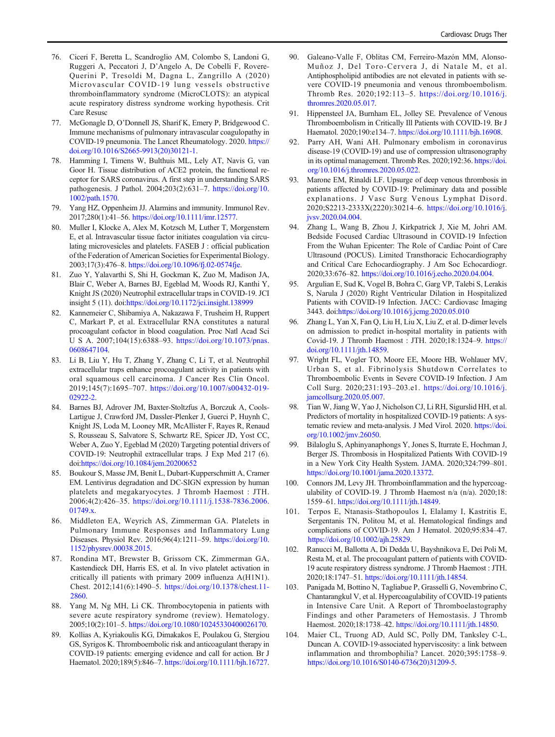76. Ciceri F, Beretta L, Scandroglio AM, Colombo S, Landoni G, Ruggeri A, Peccatori J, D'Angelo A, De Cobelli F, Rovere-Querini P, Tresoldi M, Dagna L, Zangrillo A (2020) Microvascular COVID-19 lung vessels obstructive thromboinflammatory syndrome (MicroCLOTS): an atypical acute respiratory distress syndrome working hypothesis. Crit Care Resusc
77. McGonagle D, O'Donnell JS, Sharif K, Emery P, Bridgewood C. Immune mechanisms of pulmonary intravascular coagulopathy in COVID-19 pneumonia. The Lancet Rheumatology. 2020. https://doi.org/10.1016/S2665-9913(20)30121-1.
78. Hamming I, Timens W, Bulthuis ML, Lely AT, Navis G, van Goor H. Tissue distribution of ACE2 protein, the functional receptor for SARS coronavirus. A first step in understanding SARS pathogenesis. J Pathol. 2004;203(2):631–7. https://doi.org/10.1002/path.1570.
79. Yang HZ, Oppenheim JJ. Alarmins and immunity. Immunol Rev. 2017;280(1):41–56. https://doi.org/10.1111/imr.12577.
80. Muller I, Klocke A, Alex M, Kotzsch M, Luther T, Morgenstern E, et al. Intravascular tissue factor initiates coagulation via circulating microvesicles and platelets. FASEB J : official publication of the Federation of American Societies for Experimental Biology. 2003;17(3):476–8. https://doi.org/10.1096/fj.02-0574fje.
81. Zuo Y, Yalavarthi S, Shi H, Gockman K, Zuo M, Madison JA, Blair C, Weber A, Barnes BJ, Egeblad M, Woods RJ, Kanthi Y, Knight JS (2020) Neutrophil extracellular traps in COVID-19. JCI insight 5 (11). doi:https://doi.org/10.1172/jci.insight.138999
82. Kannemeier C, Shibamiya A, Nakazawa F, Trusheim H, Ruppert C, Markart P, et al. Extracellular RNA constitutes a natural procoagulant cofactor in blood coagulation. Proc Natl Acad Sci U S A. 2007;104(15):6388–93. https://doi.org/10.1073/pnas.0608647104.
83. Li B, Liu Y, Hu T, Zhang Y, Zhang C, Li T, et al. Neutrophil extracellular traps enhance procoagulant activity in patients with oral squamous cell carcinoma. J Cancer Res Clin Oncol. 2019;145(7):1695–707. https://doi.org/10.1007/s00432-019-02922-2.
84. Barnes BJ, Adrover JM, Baxter-Stoltzfus A, Borczuk A, Cools-Lartigue J, Crawford JM, Dassler-Plenker J, Guerci P, Huynh C, Knight JS, Loda M, Looney MR, McAllister F, Rayes R, Renaud S, Rousseau S, Salvatore S, Schwartz RE, Spicer JD, Yost CC, Weber A, Zuo Y, Egeblad M (2020) Targeting potential drivers of COVID-19: Neutrophil extracellular traps. J Exp Med 217 (6). doi:https://doi.org/10.1084/jem.20200652
85. Boukour S, Masse JM, Benit L, Dubart-Kupperschmitt A, Cramer EM. Lentivirus degradation and DC-SIGN expression by human platelets and megakaryocytes. J Thromb Haemost : JTH. 2006;4(2):426–35. https://doi.org/10.1111/j.1538-7836.2006.01749.x.
86. Middleton EA, Weyrich AS, Zimmerman GA. Platelets in Pulmonary Immune Responses and Inflammatory Lung Diseases. Physiol Rev. 2016;96(4):1211–59. https://doi.org/10.1152/physrev.00038.2015.
87. Rondina MT, Brewster B, Grissom CK, Zimmerman GA, Kastendieck DH, Harris ES, et al. In vivo platelet activation in critically ill patients with primary 2009 influenza A(H1N1). Chest. 2012;141(6):1490–5. https://doi.org/10.1378/chest.11-2860.
88. Yang M, Ng MH, Li CK. Thrombocytopenia in patients with severe acute respiratory syndrome (review). Hematology. 2005;10(2):101–5. https://doi.org/10.1080/10245330400026170.
89. Kollias A, Kyriakoulis KG, Dimakakos E, Poulakou G, Stergiou GS, Syrigos K. Thromboembolic risk and anticoagulant therapy in COVID-19 patients: emerging evidence and call for action. Br J Haematol. 2020;189(5):846–7. https://doi.org/10.1111/bjh.16727.
90. Galeano-Valle F, Oblitas CM, Ferreiro-Mazón MM, Alonso-Muñoz J, Del Toro-Cervera J, di Natale M, et al. Antiphospholipid antibodies are not elevated in patients with severe COVID-19 pneumonia and venous thromboembolism. Thromb Res. 2020;192:113–5. https://doi.org/10.1016/j.thromres.2020.05.017.
91. Hippensteel JA, Burnham EL, Jolley SE. Prevalence of Venous Thromboembolism in Critically Ill Patients with COVID-19. Br J Haematol. 2020;190:e134–7. https://doi.org/10.1111/bjh.16908.
92. Parry AH, Wani AH. Pulmonary embolism in coronavirus disease-19 (COVID-19) and use of compression ultrasonography in its optimal management. Thromb Res. 2020;192:36. https://doi.org/10.1016/j.thromres.2020.05.022.
93. Marone EM, Rinaldi LF. Upsurge of deep venous thrombosis in patients affected by COVID-19: Preliminary data and possible explanations. J Vasc Surg Venous Lymphat Disord. 2020;S2213-2333X(2220):30214–6. https://doi.org/10.1016/j.jvsv.2020.04.004.
94. Zhang L, Wang B, Zhou J, Kirkpatrick J, Xie M, Johri AM. Bedside Focused Cardiac Ultrasound in COVID-19 Infection From the Wuhan Epicenter: The Role of Cardiac Point of Care Ultrasound (POCUS). Limited Transthoracic Echocardiography and Critical Care Echocardiography. J Am Soc Echocardiogr. 2020;33:676–82. https://doi.org/10.1016/j.echo.2020.04.004.
95. Argulian E, Sud K, Vogel B, Bohra C, Garg VP, Talebi S, Lerakis S, Narula J (2020) Right Ventricular Dilation in Hospitalized Patients with COVID-19 Infection. JACC: Cardiovasc Imaging 3443. doi:https://doi.org/10.1016/j.jcmg.2020.05.010
96. Zhang L, Yan X, Fan Q, Liu H, Liu X, Liu Z, et al. D-dimer levels on admission to predict in-hospital mortality in patients with Covid-19. J Thromb Haemost : JTH. 2020;18:1324–9. https://doi.org/10.1111/jth.14859.
97. Wright FL, Vogler TO, Moore EE, Moore HB, Wohlauer MV, Urban S, et al. Fibrinolysis Shutdown Correlates to Thromboembolic Events in Severe COVID-19 Infection. J Am Coll Surg. 2020;231:193–203.e1. https://doi.org/10.1016/j.jamcollsurg.2020.05.007.
98. Tian W, Jiang W, Yao J, Nicholson CJ, Li RH, Sigurslid HH, et al. Predictors of mortality in hospitalized COVID-19 patients: A systematic review and meta-analysis. J Med Virol. 2020. https://doi.org/10.1002/jmv.26050.
99. Bilaloglu S, Aphinyanaphongs Y, Jones S, Iturrate E, Hochman J, Berger JS. Thrombosis in Hospitalized Patients With COVID-19 in a New York City Health System. JAMA. 2020;324:799–801. https://doi.org/10.1001/jama.2020.13372.
100. Connors JM, Levy JH. Thromboinflammation and the hypercoagulability of COVID-19. J Thromb Haemost n/a (n/a). 2020;18:1559–61. https://doi.org/10.1111/jth.14849.
101. Terpos E, Ntanasis-Stathopoulos I, Elalamy I, Kastritis E, Sergentanis TN, Politou M, et al. Hematological findings and complications of COVID-19. Am J Hematol. 2020;95:834–47. https://doi.org/10.1002/ajh.25829.
102. Ranucci M, Ballotta A, Di Dedda U, Bayshnikova E, Dei Poli M, Resta M, et al. The procoagulant pattern of patients with COVID-19 acute respiratory distress syndrome. J Thromb Haemost : JTH. 2020;18:1747–51. https://doi.org/10.1111/jth.14854.
103. Panigada M, Bottino N, Tagliabue P, Grasselli G, Novembrino C, Chantarangkul V, et al. Hypercoagulability of COVID-19 patients in Intensive Care Unit. A Report of Thromboelastography Findings and other Parameters of Hemostasis. J Thromb Haemost. 2020;18:1738–42. https://doi.org/10.1111/jth.14850.
104. Maier CL, Truong AD, Auld SC, Polly DM, Tanksley C-L, Duncan A. COVID-19-associated hyperviscosity: a link between inflammation and thrombophilia? Lancet. 2020;395:1758–9. https://doi.org/10.1016/S0140-6736(20)31209-5.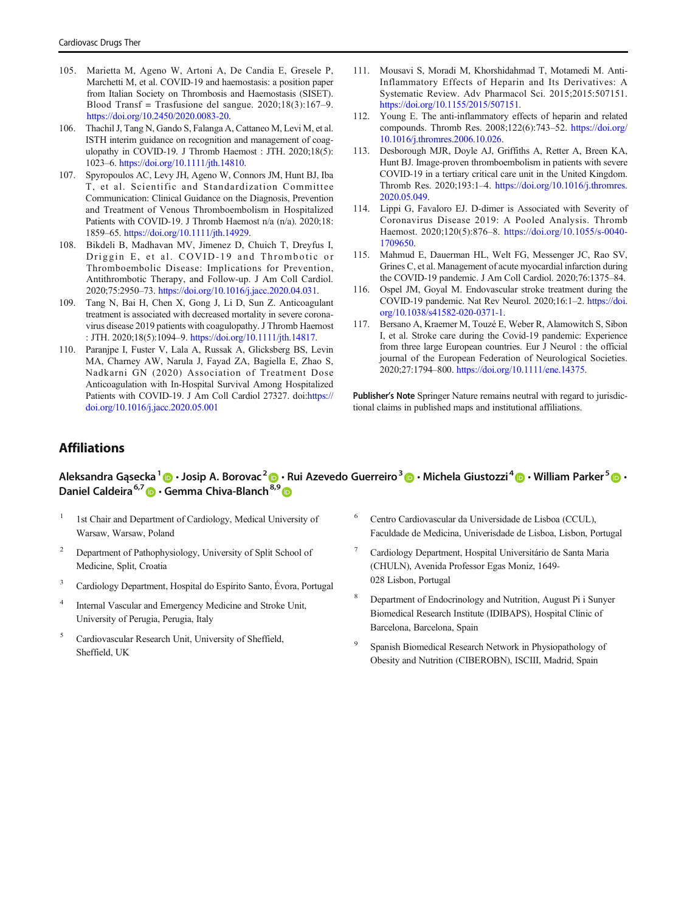105. Marietta M, Ageno W, Artoni A, De Candia E, Gresele P, Marchetti M, et al. COVID-19 and haemostasis: a position paper from Italian Society on Thrombosis and Haemostasis (SISET). Blood Transf = Trasfusione del sangue. 2020;18(3):167–9. https://doi.org/10.2450/2020.0083-20.
106. Thachil J, Tang N, Gando S, Falanga A, Cattaneo M, Levi M, et al. ISTH interim guidance on recognition and management of coagulopathy in COVID-19. J Thromb Haemost : JTH. 2020;18(5): 1023–6. https://doi.org/10.1111/jth.14810.
107. Spyropoulos AC, Levy JH, Ageno W, Connors JM, Hunt BJ, Iba T, et al. Scientific and Standardization Committee Communication: Clinical Guidance on the Diagnosis, Prevention and Treatment of Venous Thromboembolism in Hospitalized Patients with COVID-19. J Thromb Haemost n/a (n/a). 2020;18: 1859–65. https://doi.org/10.1111/jth.14929.
108. Bikdeli B, Madhavan MV, Jimenez D, Chuich T, Dreyfus I, Driggin E, et al. COVID-19 and Thrombotic or Thromboembolic Disease: Implications for Prevention, Antithrombotic Therapy, and Follow-up. J Am Coll Cardiol. 2020;75:2950–73. https://doi.org/10.1016/j.jacc.2020.04.031.
109. Tang N, Bai H, Chen X, Gong J, Li D, Sun Z. Anticoagulant treatment is associated with decreased mortality in severe coronavirus disease 2019 patients with coagulopathy. J Thromb Haemost : JTH. 2020;18(5):1094–9. https://doi.org/10.1111/jth.14817.
110. Paranjpe I, Fuster V, Lala A, Russak A, Glicksberg BS, Levin MA, Charney AW, Narula J, Fayad ZA, Bagiella E, Zhao S, Nadkarni GN (2020) Association of Treatment Dose Anticoagulation with In-Hospital Survival Among Hospitalized Patients with COVID-19. J Am Coll Cardiol 27327. doi:https://doi.org/10.1016/j.jacc.2020.05.001
111. Mousavi S, Moradi M, Khorshidahmad T, Motamedi M. Anti-Inflammatory Effects of Heparin and Its Derivatives: A Systematic Review. Adv Pharmacol Sci. 2015;2015:507151. https://doi.org/10.1155/2015/507151.
112. Young E. The anti-inflammatory effects of heparin and related compounds. Thromb Res. 2008;122(6):743–52. https://doi.org/10.1016/j.thromres.2006.10.026.
113. Desborough MJR, Doyle AJ, Griffiths A, Retter A, Breen KA, Hunt BJ. Image-proven thromboembolism in patients with severe COVID-19 in a tertiary critical care unit in the United Kingdom. Thromb Res. 2020;193:1–4. https://doi.org/10.1016/j.thromres.2020.05.049.
114. Lippi G, Favaloro EJ. D-dimer is Associated with Severity of Coronavirus Disease 2019: A Pooled Analysis. Thromb Haemost. 2020;120(5):876–8. https://doi.org/10.1055/s-0040-1709650.
115. Mahmud E, Dauerman HL, Welt FG, Messenger JC, Rao SV, Grines C, et al. Management of acute myocardial infarction during the COVID-19 pandemic. J Am Coll Cardiol. 2020;76:1375–84.
116. Ospel JM, Goyal M. Endovascular stroke treatment during the COVID-19 pandemic. Nat Rev Neurol. 2020;16:1–2. https://doi.org/10.1038/s41582-020-0371-1.
117. Bersano A, Kraemer M, Touzé E, Weber R, Alamowitch S, Sibon I, et al. Stroke care during the Covid-19 pandemic: Experience from three large European countries. Eur J Neurol : the official journal of the European Federation of Neurological Societies. 2020;27:1794–800. https://doi.org/10.1111/ene.14375.

**Publisher's Note** Springer Nature remains neutral with regard to jurisdictional claims in published maps and institutional affiliations.

## Affiliations

**Aleksandra Gąsecka**[1] · **Josip A. Borovac**[2] · **Rui Azevedo Guerreiro**[3] · **Michela Giustozzi**[4] · **William Parker**[5] · **Daniel Caldeira**[6,7] · **Gemma Chiva-Blanch**[8,9]

[1] 1st Chair and Department of Cardiology, Medical University of Warsaw, Warsaw, Poland

[2] Department of Pathophysiology, University of Split School of Medicine, Split, Croatia

[3] Cardiology Department, Hospital do Espírito Santo, Évora, Portugal

[4] Internal Vascular and Emergency Medicine and Stroke Unit, University of Perugia, Perugia, Italy

[5] Cardiovascular Research Unit, University of Sheffield, Sheffield, UK

[6] Centro Cardiovascular da Universidade de Lisboa (CCUL), Faculdade de Medicina, Univerisdade de Lisboa, Lisbon, Portugal

[7] Cardiology Department, Hospital Universitário de Santa Maria (CHULN), Avenida Professor Egas Moniz, 1649-028 Lisbon, Portugal

[8] Department of Endocrinology and Nutrition, August Pi i Sunyer Biomedical Research Institute (IDIBAPS), Hospital Clínic of Barcelona, Barcelona, Spain

[9] Spanish Biomedical Research Network in Physiopathology of Obesity and Nutrition (CIBEROBN), ISCIII, Madrid, Spain